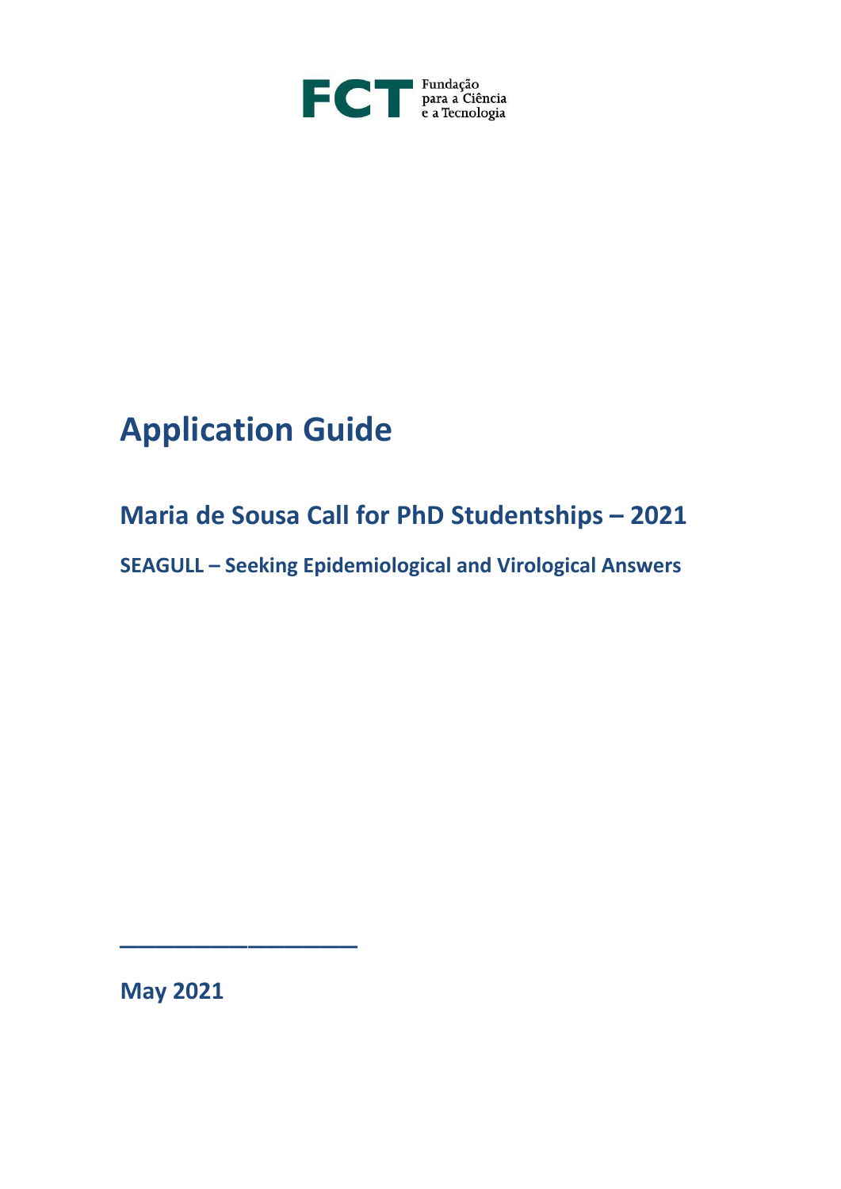FCT Fundação para a Ciência e a Tecnologia

# Application Guide

## Maria de Sousa Call for PhD Studentships – 2021

### SEAGULL – Seeking Epidemiological and Virological Answers

**May 2021**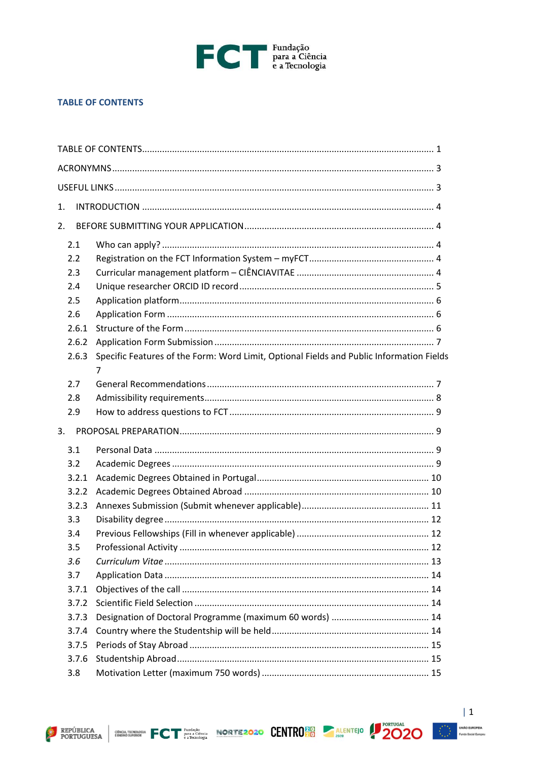## TABLE OF CONTENTS

TABLE OF CONTENTS ........................................ 1

ACRONYMNS ........................................ 3

USEFUL LINKS ........................................ 3

1. INTRODUCTION ........................................ 4

2. BEFORE SUBMITTING YOUR APPLICATION ........................................ 4

- 2.1 Who can apply? ........................................ 4
- 2.2 Registration on the FCT Information System – myFCT ........................................ 4
- 2.3 Curricular management platform – CIÊNCIAVITAE ........................................ 4
- 2.4 Unique researcher ORCID ID record ........................................ 5
- 2.5 Application platform ........................................ 6
- 2.6 Application Form ........................................ 6
- 2.6.1 Structure of the Form ........................................ 6
- 2.6.2 Application Form Submission ........................................ 7
- 2.6.3 Specific Features of the Form: Word Limit, Optional Fields and Public Information Fields 7
- 2.7 General Recommendations ........................................ 7
- 2.8 Admissibility requirements ........................................ 8
- 2.9 How to address questions to FCT ........................................ 9

3. PROPOSAL PREPARATION ........................................ 9

- 3.1 Personal Data ........................................ 9
- 3.2 Academic Degrees ........................................ 9
- 3.2.1 Academic Degrees Obtained in Portugal ........................................ 10
- 3.2.2 Academic Degrees Obtained Abroad ........................................ 10
- 3.2.3 Annexes Submission (Submit whenever applicable) ........................................ 11
- 3.3 Disability degree ........................................ 12
- 3.4 Previous Fellowships (Fill in whenever applicable) ........................................ 12
- 3.5 Professional Activity ........................................ 12
- *3.6 Curriculum Vitae* ........................................ 13
- 3.7 Application Data ........................................ 14
- 3.7.1 Objectives of the call ........................................ 14
- 3.7.2 Scientific Field Selection ........................................ 14
- 3.7.3 Designation of Doctoral Programme (maximum 60 words) ........................................ 14
- 3.7.4 Country where the Studentship will be held ........................................ 14
- 3.7.5 Periods of Stay Abroad ........................................ 15
- 3.7.6 Studentship Abroad ........................................ 15
- 3.8 Motivation Letter (maximum 750 words) ........................................ 15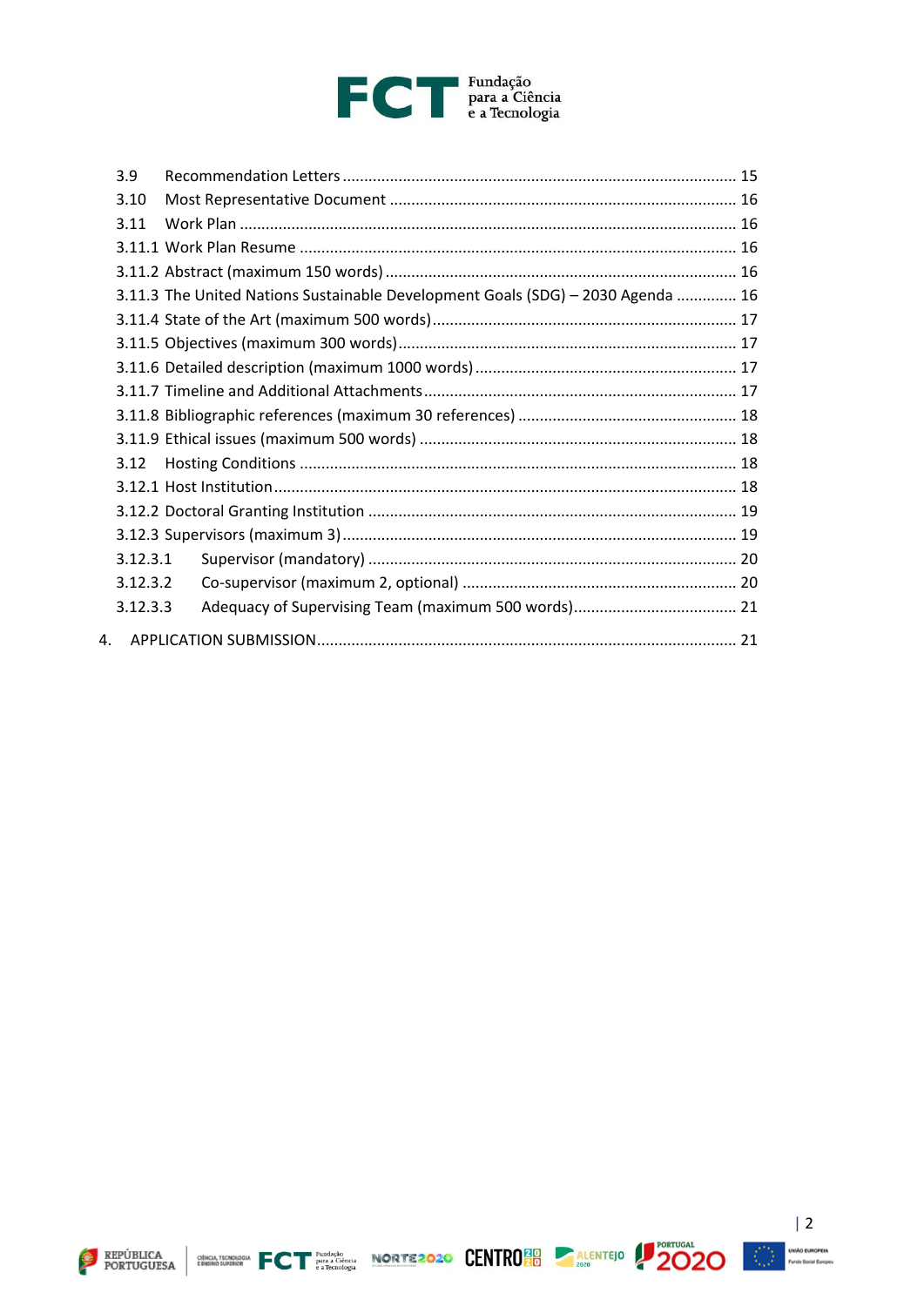3.9 Recommendation Letters ........................................................................................ 15
3.10 Most Representative Document ............................................................................... 16
3.11 Work Plan ................................................................................................................ 16
3.11.1 Work Plan Resume ................................................................................................. 16
3.11.2 Abstract (maximum 150 words) ............................................................................... 16
3.11.3 The United Nations Sustainable Development Goals (SDG) – 2030 Agenda .............. 16
3.11.4 State of the Art (maximum 500 words) ...................................................................... 17
3.11.5 Objectives (maximum 300 words) ............................................................................. 17
3.11.6 Detailed description (maximum 1000 words) ........................................................... 17
3.11.7 Timeline and Additional Attachments ........................................................................ 17
3.11.8 Bibliographic references (maximum 30 references) .................................................. 18
3.11.9 Ethical issues (maximum 500 words) ......................................................................... 18
3.12 Hosting Conditions ..................................................................................................... 18
3.12.1 Host Institution ......................................................................................................... 18
3.12.2 Doctoral Granting Institution ..................................................................................... 19
3.12.3 Supervisors (maximum 3) .......................................................................................... 19
3.12.3.1 Supervisor (mandatory) .......................................................................................... 20
3.12.3.2 Co-supervisor (maximum 2, optional) ..................................................................... 20
3.12.3.3 Adequacy of Supervising Team (maximum 500 words) ........................................... 21

4. APPLICATION SUBMISSION ................................................................................................ 21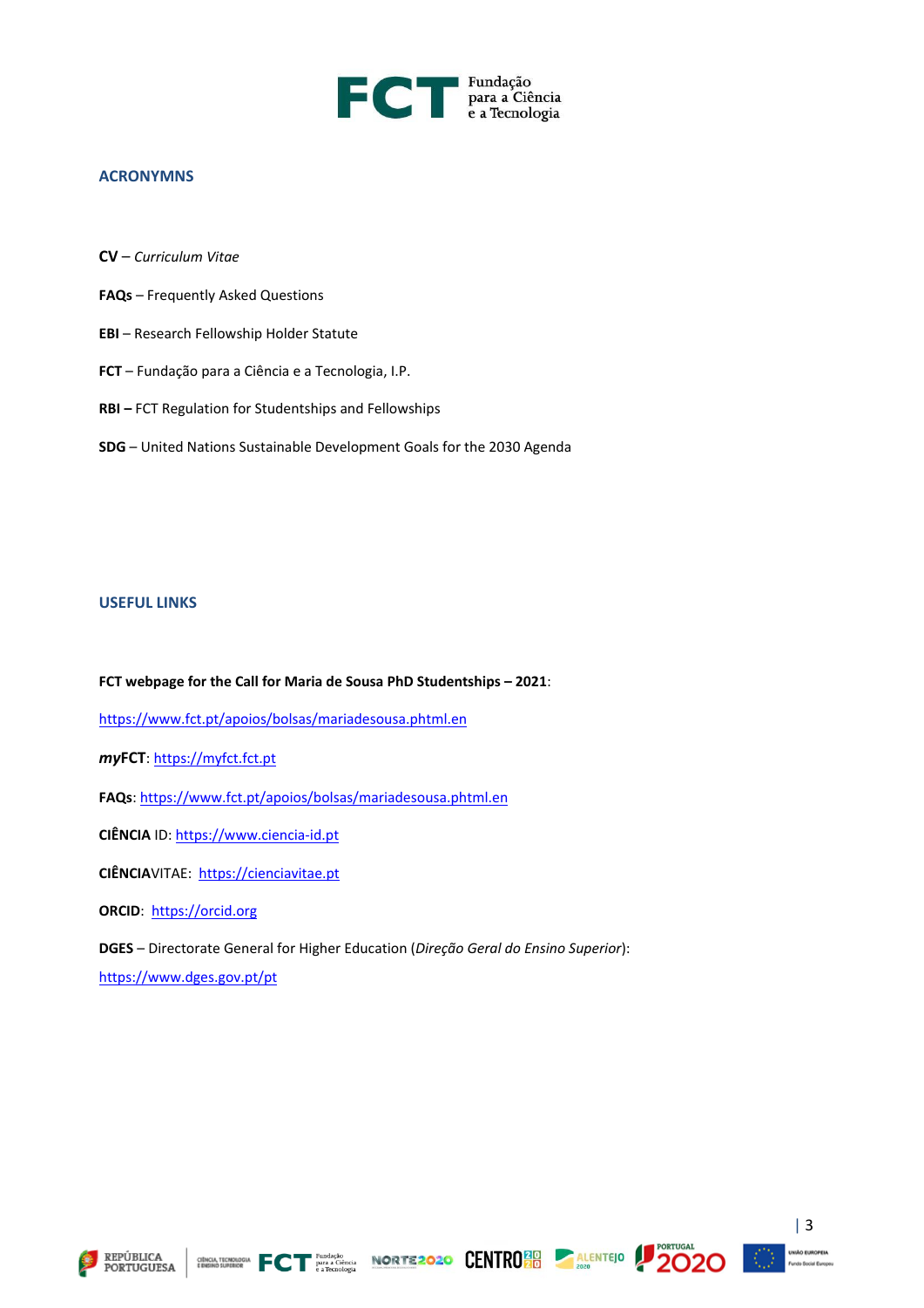## ACRONYMNS

**CV** – *Curriculum Vitae*

**FAQs** – Frequently Asked Questions

**EBI** – Research Fellowship Holder Statute

**FCT** – Fundação para a Ciência e a Tecnologia, I.P.

**RBI –** FCT Regulation for Studentships and Fellowships

**SDG** – United Nations Sustainable Development Goals for the 2030 Agenda

## USEFUL LINKS

**FCT webpage for the Call for Maria de Sousa PhD Studentships – 2021**:

https://www.fct.pt/apoios/bolsas/mariadesousa.phtml.en

***my*FCT**: https://myfct.fct.pt

**FAQs**: https://www.fct.pt/apoios/bolsas/mariadesousa.phtml.en

**CIÊNCIA** ID: https://www.ciencia-id.pt

**CIÊNCIA**VITAE: https://cienciavitae.pt

**ORCID**: https://orcid.org

**DGES** – Directorate General for Higher Education (*Direção Geral do Ensino Superior*):

https://www.dges.gov.pt/pt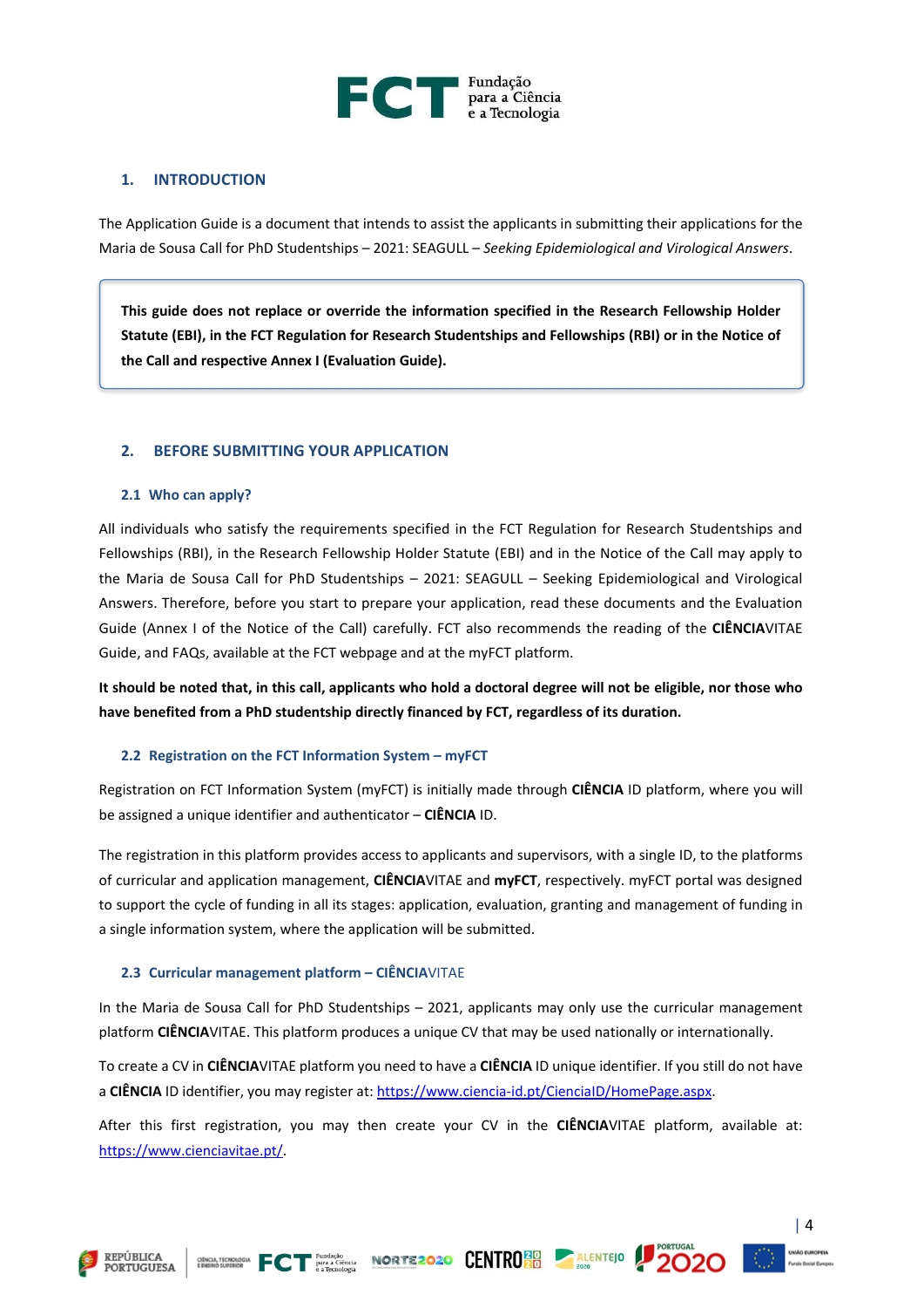## 1. INTRODUCTION

The Application Guide is a document that intends to assist the applicants in submitting their applications for the Maria de Sousa Call for PhD Studentships – 2021: SEAGULL – *Seeking Epidemiological and Virological Answers*.

**This guide does not replace or override the information specified in the Research Fellowship Holder Statute (EBI), in the FCT Regulation for Research Studentships and Fellowships (RBI) or in the Notice of the Call and respective Annex I (Evaluation Guide).**

## 2. BEFORE SUBMITTING YOUR APPLICATION

### 2.1 Who can apply?

All individuals who satisfy the requirements specified in the FCT Regulation for Research Studentships and Fellowships (RBI), in the Research Fellowship Holder Statute (EBI) and in the Notice of the Call may apply to the Maria de Sousa Call for PhD Studentships – 2021: SEAGULL – Seeking Epidemiological and Virological Answers. Therefore, before you start to prepare your application, read these documents and the Evaluation Guide (Annex I of the Notice of the Call) carefully. FCT also recommends the reading of the **CIÊNCIA**VITAE Guide, and FAQs, available at the FCT webpage and at the myFCT platform.

**It should be noted that, in this call, applicants who hold a doctoral degree will not be eligible, nor those who have benefited from a PhD studentship directly financed by FCT, regardless of its duration.**

### 2.2 Registration on the FCT Information System – myFCT

Registration on FCT Information System (myFCT) is initially made through **CIÊNCIA** ID platform, where you will be assigned a unique identifier and authenticator – **CIÊNCIA** ID.

The registration in this platform provides access to applicants and supervisors, with a single ID, to the platforms of curricular and application management, **CIÊNCIA**VITAE and **myFCT**, respectively. myFCT portal was designed to support the cycle of funding in all its stages: application, evaluation, granting and management of funding in a single information system, where the application will be submitted.

### 2.3 Curricular management platform – CIÊNCIAVITAE

In the Maria de Sousa Call for PhD Studentships – 2021, applicants may only use the curricular management platform **CIÊNCIA**VITAE. This platform produces a unique CV that may be used nationally or internationally.

To create a CV in **CIÊNCIA**VITAE platform you need to have a **CIÊNCIA** ID unique identifier. If you still do not have a **CIÊNCIA** ID identifier, you may register at: https://www.ciencia-id.pt/CienciaID/HomePage.aspx.

After this first registration, you may then create your CV in the **CIÊNCIA**VITAE platform, available at: https://www.cienciavitae.pt/.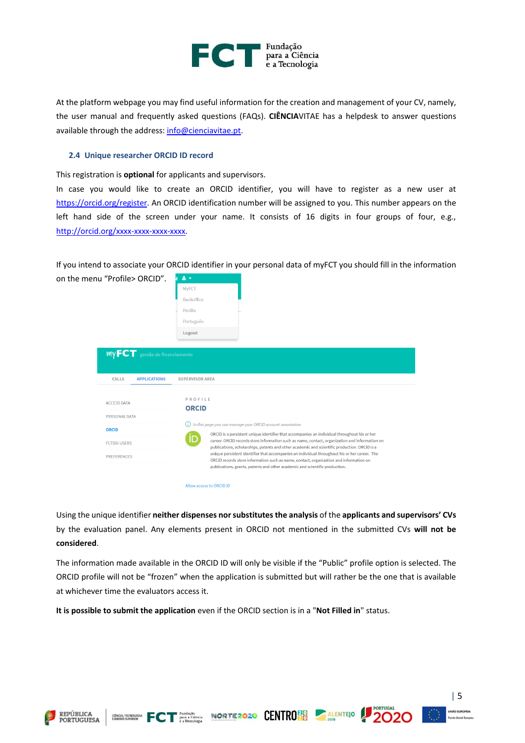At the platform webpage you may find useful information for the creation and management of your CV, namely, the user manual and frequently asked questions (FAQs). **CIÊNCIA**VITAE has a helpdesk to answer questions available through the address: info@cienciavitae.pt.

### 2.4 Unique researcher ORCID ID record

This registration is **optional** for applicants and supervisors.

In case you would like to create an ORCID identifier, you will have to register as a new user at https://orcid.org/register. An ORCID identification number will be assigned to you. This number appears on the left hand side of the screen under your name. It consists of 16 digits in four groups of four, e.g., http://orcid.org/xxxx-xxxx-xxxx-xxxx.

If you intend to associate your ORCID identifier in your personal data of myFCT you should fill in the information on the menu "Profile> ORCID".

Using the unique identifier **neither dispenses nor substitutes the analysis** of the **applicants and supervisors' CVs** by the evaluation panel. Any elements present in ORCID not mentioned in the submitted CVs **will not be considered**.

The information made available in the ORCID ID will only be visible if the "Public" profile option is selected. The ORCID profile will not be "frozen" when the application is submitted but will rather be the one that is available at whichever time the evaluators access it.

**It is possible to submit the application** even if the ORCID section is in a "**Not Filled in**" status.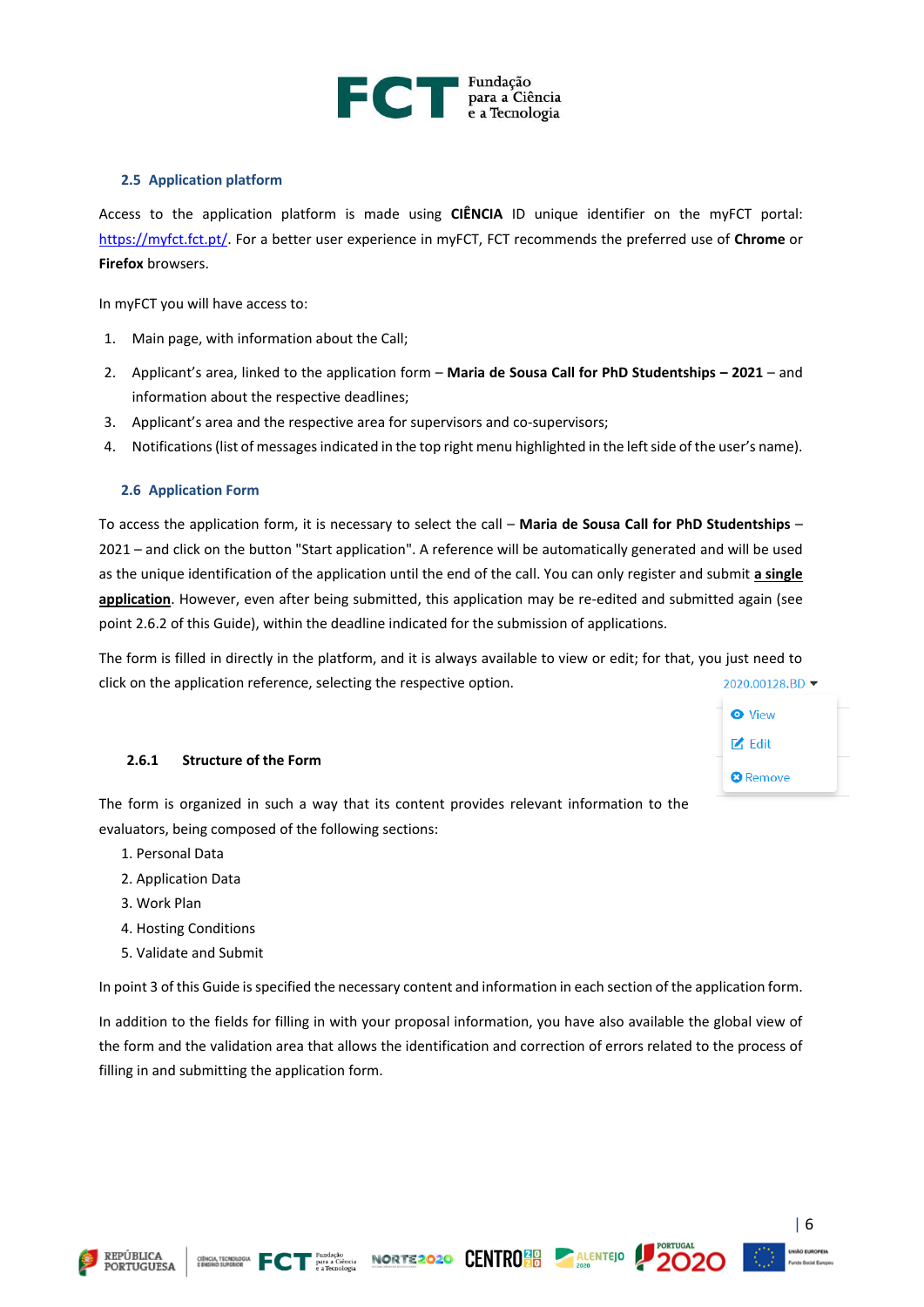### 2.5 Application platform

Access to the application platform is made using **CIÊNCIA** ID unique identifier on the myFCT portal: https://myfct.fct.pt/. For a better user experience in myFCT, FCT recommends the preferred use of **Chrome** or **Firefox** browsers.

In myFCT you will have access to:

1. Main page, with information about the Call;
2. Applicant's area, linked to the application form – **Maria de Sousa Call for PhD Studentships – 2021** – and information about the respective deadlines;
3. Applicant's area and the respective area for supervisors and co-supervisors;
4. Notifications (list of messages indicated in the top right menu highlighted in the left side of the user's name).

### 2.6 Application Form

To access the application form, it is necessary to select the call – **Maria de Sousa Call for PhD Studentships** – 2021 – and click on the button "Start application". A reference will be automatically generated and will be used as the unique identification of the application until the end of the call. You can only register and submit **a single application**. However, even after being submitted, this application may be re-edited and submitted again (see point 2.6.2 of this Guide), within the deadline indicated for the submission of applications.

The form is filled in directly in the platform, and it is always available to view or edit; for that, you just need to click on the application reference, selecting the respective option.

2020.00128.BD
View
Edit
Remove

#### 2.6.1 Structure of the Form

The form is organized in such a way that its content provides relevant information to the evaluators, being composed of the following sections:

1. Personal Data
2. Application Data
3. Work Plan
4. Hosting Conditions
5. Validate and Submit

In point 3 of this Guide is specified the necessary content and information in each section of the application form.

In addition to the fields for filling in with your proposal information, you have also available the global view of the form and the validation area that allows the identification and correction of errors related to the process of filling in and submitting the application form.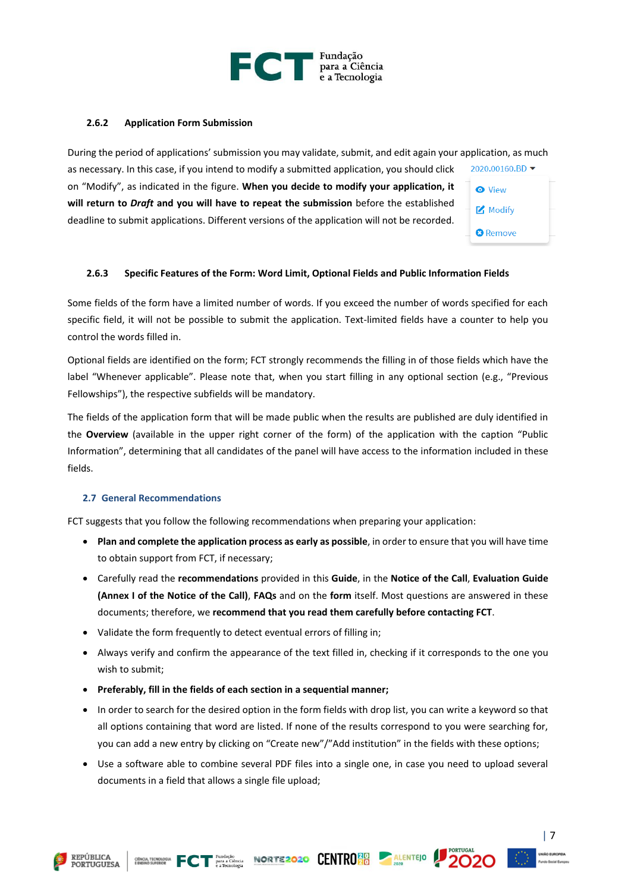#### 2.6.2 Application Form Submission

During the period of applications' submission you may validate, submit, and edit again your application, as much as necessary. In this case, if you intend to modify a submitted application, you should click on "Modify", as indicated in the figure. **When you decide to modify your application, it will return to *Draft* and you will have to repeat the submission** before the established deadline to submit applications. Different versions of the application will not be recorded.

2020.00160.BD

View

Modify

Remove

#### 2.6.3 Specific Features of the Form: Word Limit, Optional Fields and Public Information Fields

Some fields of the form have a limited number of words. If you exceed the number of words specified for each specific field, it will not be possible to submit the application. Text-limited fields have a counter to help you control the words filled in.

Optional fields are identified on the form; FCT strongly recommends the filling in of those fields which have the label "Whenever applicable". Please note that, when you start filling in any optional section (e.g., "Previous Fellowships"), the respective subfields will be mandatory.

The fields of the application form that will be made public when the results are published are duly identified in the **Overview** (available in the upper right corner of the form) of the application with the caption "Public Information", determining that all candidates of the panel will have access to the information included in these fields.

### 2.7 General Recommendations

FCT suggests that you follow the following recommendations when preparing your application:

- **Plan and complete the application process as early as possible**, in order to ensure that you will have time to obtain support from FCT, if necessary;
- Carefully read the **recommendations** provided in this **Guide**, in the **Notice of the Call**, **Evaluation Guide (Annex I of the Notice of the Call)**, **FAQs** and on the **form** itself. Most questions are answered in these documents; therefore, we **recommend that you read them carefully before contacting FCT**.
- Validate the form frequently to detect eventual errors of filling in;
- Always verify and confirm the appearance of the text filled in, checking if it corresponds to the one you wish to submit;
- **Preferably, fill in the fields of each section in a sequential manner;**
- In order to search for the desired option in the form fields with drop list, you can write a keyword so that all options containing that word are listed. If none of the results correspond to you were searching for, you can add a new entry by clicking on "Create new"/"Add institution" in the fields with these options;
- Use a software able to combine several PDF files into a single one, in case you need to upload several documents in a field that allows a single file upload;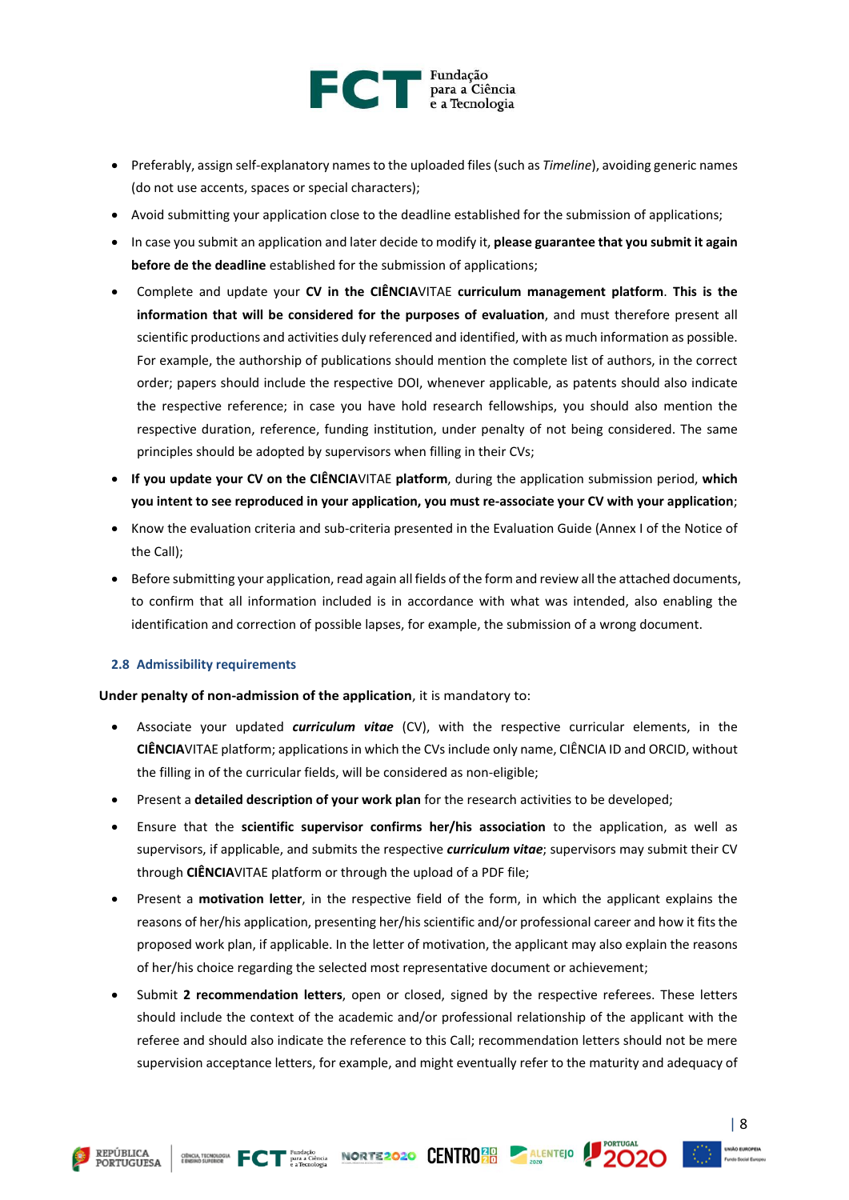- Preferably, assign self-explanatory names to the uploaded files (such as *Timeline*), avoiding generic names (do not use accents, spaces or special characters);
- Avoid submitting your application close to the deadline established for the submission of applications;
- In case you submit an application and later decide to modify it, **please guarantee that you submit it again before de the deadline** established for the submission of applications;
- Complete and update your **CV in the CIÊNCIA**VITAE **curriculum management platform**. **This is the information that will be considered for the purposes of evaluation**, and must therefore present all scientific productions and activities duly referenced and identified, with as much information as possible. For example, the authorship of publications should mention the complete list of authors, in the correct order; papers should include the respective DOI, whenever applicable, as patents should also indicate the respective reference; in case you have hold research fellowships, you should also mention the respective duration, reference, funding institution, under penalty of not being considered. The same principles should be adopted by supervisors when filling in their CVs;
- **If you update your CV on the CIÊNCIA**VITAE **platform**, during the application submission period, **which you intent to see reproduced in your application, you must re-associate your CV with your application**;
- Know the evaluation criteria and sub-criteria presented in the Evaluation Guide (Annex I of the Notice of the Call);
- Before submitting your application, read again all fields of the form and review all the attached documents, to confirm that all information included is in accordance with what was intended, also enabling the identification and correction of possible lapses, for example, the submission of a wrong document.

### 2.8 Admissibility requirements

**Under penalty of non-admission of the application**, it is mandatory to:

- Associate your updated ***curriculum vitae*** (CV), with the respective curricular elements, in the **CIÊNCIA**VITAE platform; applications in which the CVs include only name, CIÊNCIA ID and ORCID, without the filling in of the curricular fields, will be considered as non-eligible;
- Present a **detailed description of your work plan** for the research activities to be developed;
- Ensure that the **scientific supervisor confirms her/his association** to the application, as well as supervisors, if applicable, and submits the respective ***curriculum vitae***; supervisors may submit their CV through **CIÊNCIA**VITAE platform or through the upload of a PDF file;
- Present a **motivation letter**, in the respective field of the form, in which the applicant explains the reasons of her/his application, presenting her/his scientific and/or professional career and how it fits the proposed work plan, if applicable. In the letter of motivation, the applicant may also explain the reasons of her/his choice regarding the selected most representative document or achievement;
- Submit **2 recommendation letters**, open or closed, signed by the respective referees. These letters should include the context of the academic and/or professional relationship of the applicant with the referee and should also indicate the reference to this Call; recommendation letters should not be mere supervision acceptance letters, for example, and might eventually refer to the maturity and adequacy of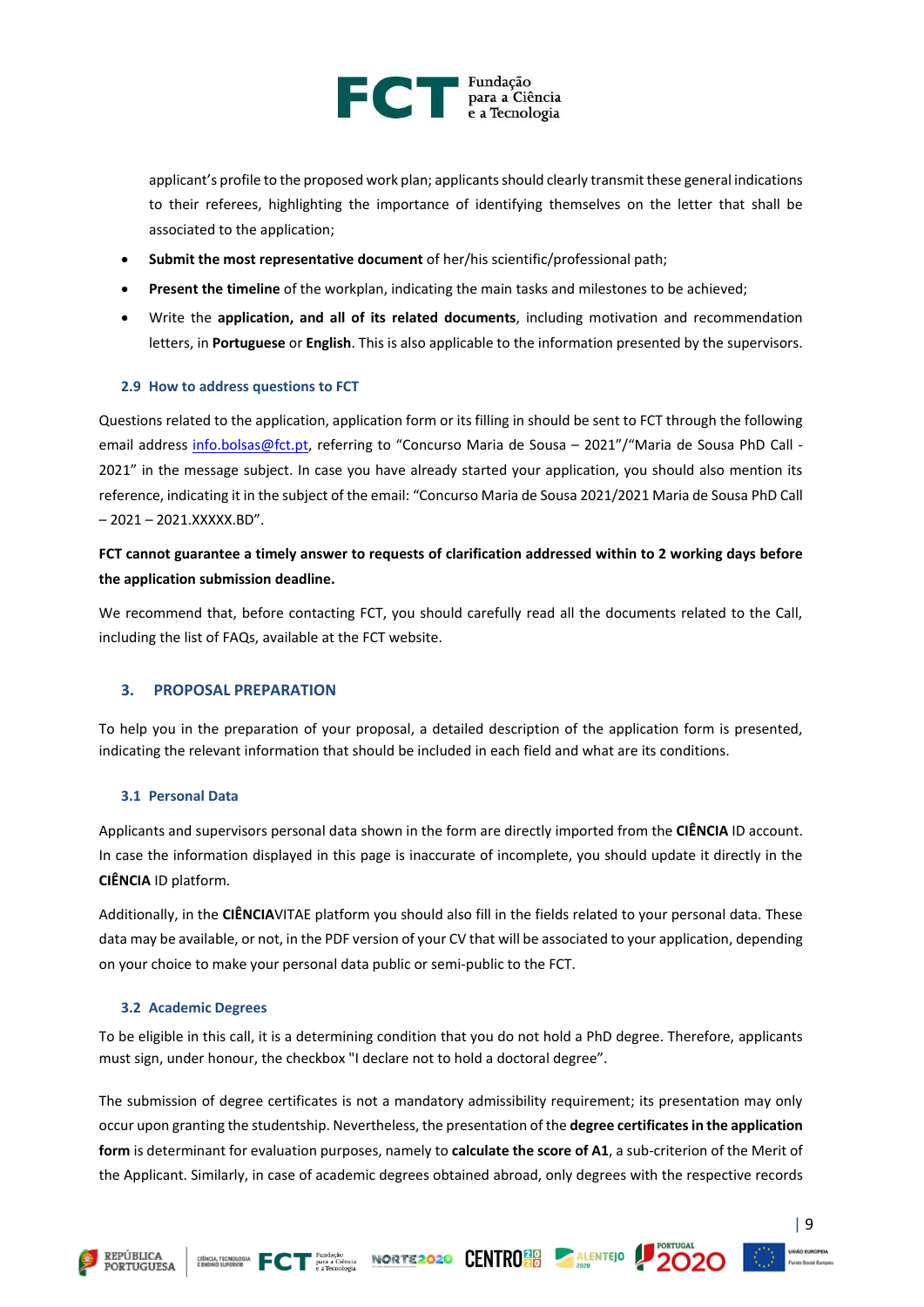applicant's profile to the proposed work plan; applicants should clearly transmit these general indications to their referees, highlighting the importance of identifying themselves on the letter that shall be associated to the application;

- **Submit the most representative document** of her/his scientific/professional path;
- **Present the timeline** of the workplan, indicating the main tasks and milestones to be achieved;
- Write the **application, and all of its related documents**, including motivation and recommendation letters, in **Portuguese** or **English**. This is also applicable to the information presented by the supervisors.

### 2.9 How to address questions to FCT

Questions related to the application, application form or its filling in should be sent to FCT through the following email address info.bolsas@fct.pt, referring to "Concurso Maria de Sousa – 2021"/"Maria de Sousa PhD Call - 2021" in the message subject. In case you have already started your application, you should also mention its reference, indicating it in the subject of the email: "Concurso Maria de Sousa 2021/2021 Maria de Sousa PhD Call – 2021 – 2021.XXXXX.BD".

**FCT cannot guarantee a timely answer to requests of clarification addressed within to 2 working days before the application submission deadline.**

We recommend that, before contacting FCT, you should carefully read all the documents related to the Call, including the list of FAQs, available at the FCT website.

## 3. PROPOSAL PREPARATION

To help you in the preparation of your proposal, a detailed description of the application form is presented, indicating the relevant information that should be included in each field and what are its conditions.

### 3.1 Personal Data

Applicants and supervisors personal data shown in the form are directly imported from the **CIÊNCIA** ID account. In case the information displayed in this page is inaccurate of incomplete, you should update it directly in the **CIÊNCIA** ID platform.

Additionally, in the **CIÊNCIA**VITAE platform you should also fill in the fields related to your personal data. These data may be available, or not, in the PDF version of your CV that will be associated to your application, depending on your choice to make your personal data public or semi-public to the FCT.

### 3.2 Academic Degrees

To be eligible in this call, it is a determining condition that you do not hold a PhD degree. Therefore, applicants must sign, under honour, the checkbox "I declare not to hold a doctoral degree".

The submission of degree certificates is not a mandatory admissibility requirement; its presentation may only occur upon granting the studentship. Nevertheless, the presentation of the **degree certificates in the application form** is determinant for evaluation purposes, namely to **calculate the score of A1**, a sub-criterion of the Merit of the Applicant. Similarly, in case of academic degrees obtained abroad, only degrees with the respective records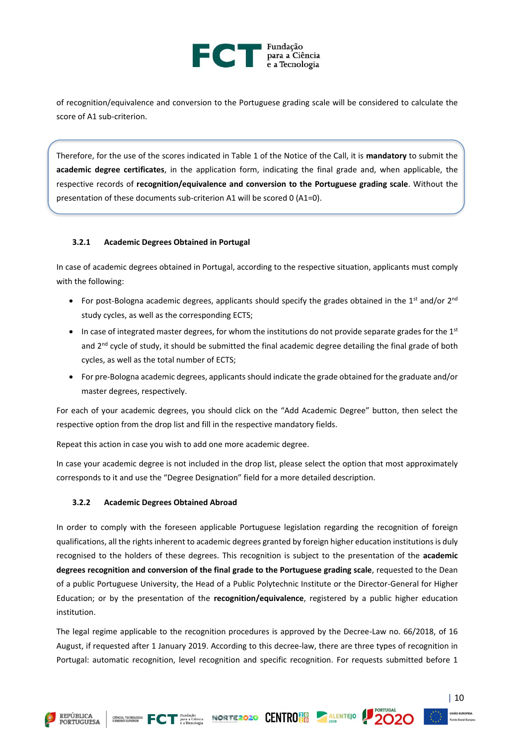of recognition/equivalence and conversion to the Portuguese grading scale will be considered to calculate the score of A1 sub-criterion.

Therefore, for the use of the scores indicated in Table 1 of the Notice of the Call, it is **mandatory** to submit the **academic degree certificates**, in the application form, indicating the final grade and, when applicable, the respective records of **recognition/equivalence and conversion to the Portuguese grading scale**. Without the presentation of these documents sub-criterion A1 will be scored 0 (A1=0).

### 3.2.1 Academic Degrees Obtained in Portugal

In case of academic degrees obtained in Portugal, according to the respective situation, applicants must comply with the following:

- For post-Bologna academic degrees, applicants should specify the grades obtained in the 1st and/or 2nd study cycles, as well as the corresponding ECTS;
- In case of integrated master degrees, for whom the institutions do not provide separate grades for the 1st and 2nd cycle of study, it should be submitted the final academic degree detailing the final grade of both cycles, as well as the total number of ECTS;
- For pre-Bologna academic degrees, applicants should indicate the grade obtained for the graduate and/or master degrees, respectively.

For each of your academic degrees, you should click on the "Add Academic Degree" button, then select the respective option from the drop list and fill in the respective mandatory fields.

Repeat this action in case you wish to add one more academic degree.

In case your academic degree is not included in the drop list, please select the option that most approximately corresponds to it and use the "Degree Designation" field for a more detailed description.

### 3.2.2 Academic Degrees Obtained Abroad

In order to comply with the foreseen applicable Portuguese legislation regarding the recognition of foreign qualifications, all the rights inherent to academic degrees granted by foreign higher education institutions is duly recognised to the holders of these degrees. This recognition is subject to the presentation of the **academic degrees recognition and conversion of the final grade to the Portuguese grading scale**, requested to the Dean of a public Portuguese University, the Head of a Public Polytechnic Institute or the Director-General for Higher Education; or by the presentation of the **recognition/equivalence**, registered by a public higher education institution.

The legal regime applicable to the recognition procedures is approved by the Decree-Law no. 66/2018, of 16 August, if requested after 1 January 2019. According to this decree-law, there are three types of recognition in Portugal: automatic recognition, level recognition and specific recognition. For requests submitted before 1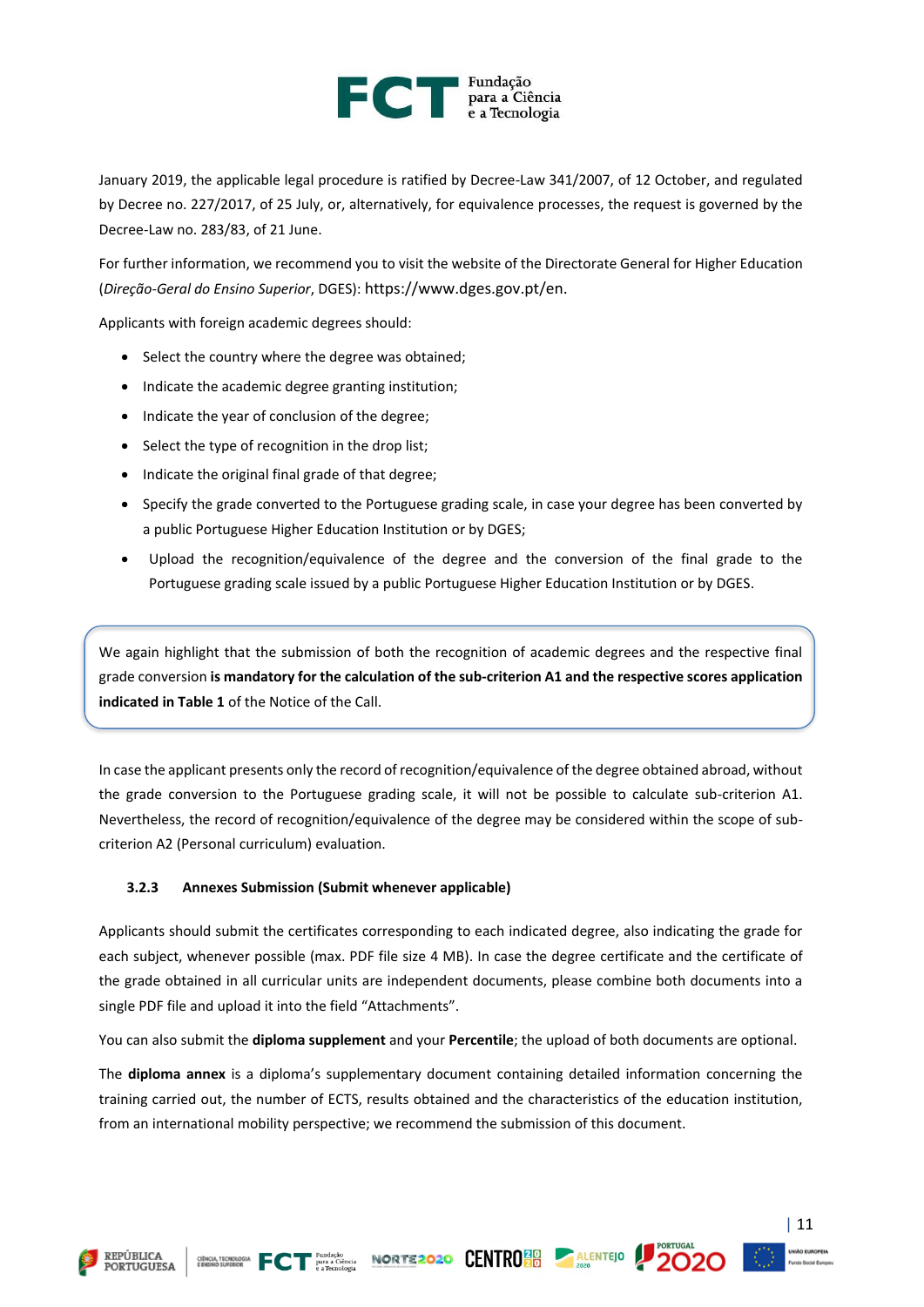January 2019, the applicable legal procedure is ratified by Decree-Law 341/2007, of 12 October, and regulated by Decree no. 227/2017, of 25 July, or, alternatively, for equivalence processes, the request is governed by the Decree-Law no. 283/83, of 21 June.

For further information, we recommend you to visit the website of the Directorate General for Higher Education (*Direção-Geral do Ensino Superior*, DGES): https://www.dges.gov.pt/en.

Applicants with foreign academic degrees should:

- Select the country where the degree was obtained;
- Indicate the academic degree granting institution;
- Indicate the year of conclusion of the degree;
- Select the type of recognition in the drop list;
- Indicate the original final grade of that degree;
- Specify the grade converted to the Portuguese grading scale, in case your degree has been converted by a public Portuguese Higher Education Institution or by DGES;
- Upload the recognition/equivalence of the degree and the conversion of the final grade to the Portuguese grading scale issued by a public Portuguese Higher Education Institution or by DGES.

We again highlight that the submission of both the recognition of academic degrees and the respective final grade conversion **is mandatory for the calculation of the sub-criterion A1 and the respective scores application indicated in Table 1** of the Notice of the Call.

In case the applicant presents only the record of recognition/equivalence of the degree obtained abroad, without the grade conversion to the Portuguese grading scale, it will not be possible to calculate sub-criterion A1. Nevertheless, the record of recognition/equivalence of the degree may be considered within the scope of sub-criterion A2 (Personal curriculum) evaluation.

### 3.2.3 Annexes Submission (Submit whenever applicable)

Applicants should submit the certificates corresponding to each indicated degree, also indicating the grade for each subject, whenever possible (max. PDF file size 4 MB). In case the degree certificate and the certificate of the grade obtained in all curricular units are independent documents, please combine both documents into a single PDF file and upload it into the field "Attachments".

You can also submit the **diploma supplement** and your **Percentile**; the upload of both documents are optional.

The **diploma annex** is a diploma's supplementary document containing detailed information concerning the training carried out, the number of ECTS, results obtained and the characteristics of the education institution, from an international mobility perspective; we recommend the submission of this document.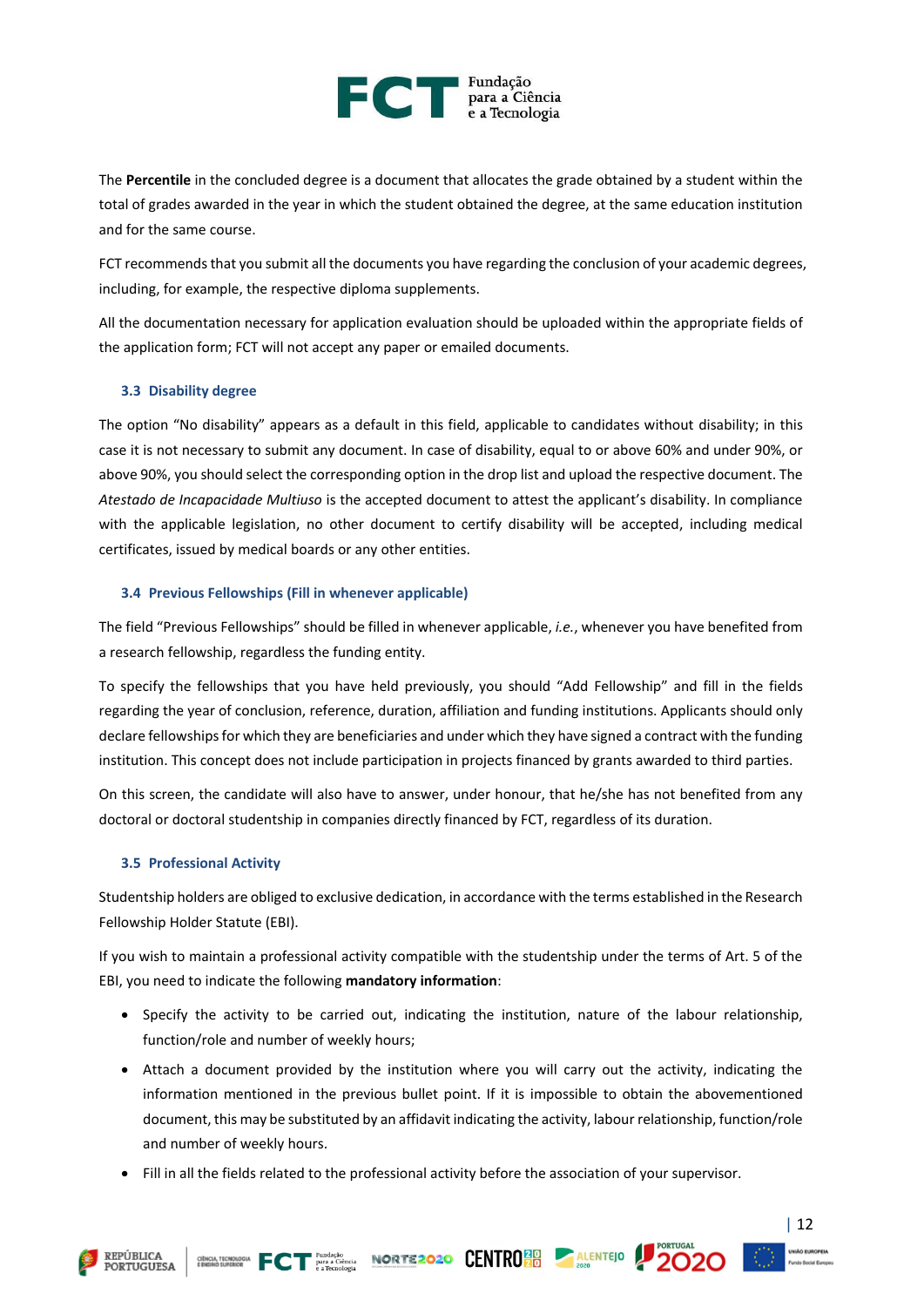The **Percentile** in the concluded degree is a document that allocates the grade obtained by a student within the total of grades awarded in the year in which the student obtained the degree, at the same education institution and for the same course.

FCT recommends that you submit all the documents you have regarding the conclusion of your academic degrees, including, for example, the respective diploma supplements.

All the documentation necessary for application evaluation should be uploaded within the appropriate fields of the application form; FCT will not accept any paper or emailed documents.

### 3.3 Disability degree

The option "No disability" appears as a default in this field, applicable to candidates without disability; in this case it is not necessary to submit any document. In case of disability, equal to or above 60% and under 90%, or above 90%, you should select the corresponding option in the drop list and upload the respective document. The *Atestado de Incapacidade Multiuso* is the accepted document to attest the applicant's disability. In compliance with the applicable legislation, no other document to certify disability will be accepted, including medical certificates, issued by medical boards or any other entities.

### 3.4 Previous Fellowships (Fill in whenever applicable)

The field "Previous Fellowships" should be filled in whenever applicable, *i.e.*, whenever you have benefited from a research fellowship, regardless the funding entity.

To specify the fellowships that you have held previously, you should "Add Fellowship" and fill in the fields regarding the year of conclusion, reference, duration, affiliation and funding institutions. Applicants should only declare fellowships for which they are beneficiaries and under which they have signed a contract with the funding institution. This concept does not include participation in projects financed by grants awarded to third parties.

On this screen, the candidate will also have to answer, under honour, that he/she has not benefited from any doctoral or doctoral studentship in companies directly financed by FCT, regardless of its duration.

### 3.5 Professional Activity

Studentship holders are obliged to exclusive dedication, in accordance with the terms established in the Research Fellowship Holder Statute (EBI).

If you wish to maintain a professional activity compatible with the studentship under the terms of Art. 5 of the EBI, you need to indicate the following **mandatory information**:

- Specify the activity to be carried out, indicating the institution, nature of the labour relationship, function/role and number of weekly hours;
- Attach a document provided by the institution where you will carry out the activity, indicating the information mentioned in the previous bullet point. If it is impossible to obtain the abovementioned document, this may be substituted by an affidavit indicating the activity, labour relationship, function/role and number of weekly hours.
- Fill in all the fields related to the professional activity before the association of your supervisor.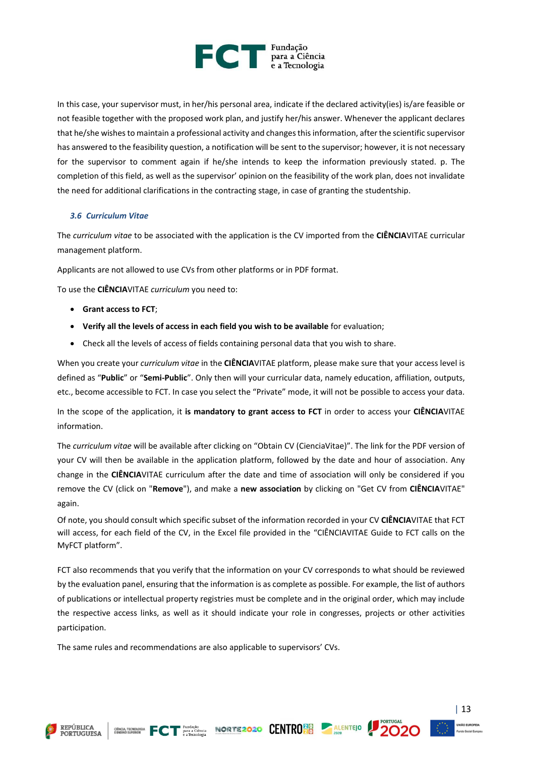In this case, your supervisor must, in her/his personal area, indicate if the declared activity(ies) is/are feasible or not feasible together with the proposed work plan, and justify her/his answer. Whenever the applicant declares that he/she wishes to maintain a professional activity and changes this information, after the scientific supervisor has answered to the feasibility question, a notification will be sent to the supervisor; however, it is not necessary for the supervisor to comment again if he/she intends to keep the information previously stated. p. The completion of this field, as well as the supervisor' opinion on the feasibility of the work plan, does not invalidate the need for additional clarifications in the contracting stage, in case of granting the studentship.

### *3.6 Curriculum Vitae*

The *curriculum vitae* to be associated with the application is the CV imported from the **CIÊNCIA**VITAE curricular management platform.

Applicants are not allowed to use CVs from other platforms or in PDF format.

To use the **CIÊNCIA**VITAE *curriculum* you need to:

- **Grant access to FCT**;
- **Verify all the levels of access in each field you wish to be available** for evaluation;
- Check all the levels of access of fields containing personal data that you wish to share.

When you create your *curriculum vitae* in the **CIÊNCIA**VITAE platform, please make sure that your access level is defined as "**Public**" or "**Semi-Public**". Only then will your curricular data, namely education, affiliation, outputs, etc., become accessible to FCT. In case you select the "Private" mode, it will not be possible to access your data.

In the scope of the application, it **is mandatory to grant access to FCT** in order to access your **CIÊNCIA**VITAE information.

The *curriculum vitae* will be available after clicking on "Obtain CV (CienciaVitae)". The link for the PDF version of your CV will then be available in the application platform, followed by the date and hour of association. Any change in the **CIÊNCIA**VITAE curriculum after the date and time of association will only be considered if you remove the CV (click on "**Remove**"), and make a **new association** by clicking on "Get CV from **CIÊNCIA**VITAE" again.

Of note, you should consult which specific subset of the information recorded in your CV **CIÊNCIA**VITAE that FCT will access, for each field of the CV, in the Excel file provided in the "CIÊNCIAVITAE Guide to FCT calls on the MyFCT platform".

FCT also recommends that you verify that the information on your CV corresponds to what should be reviewed by the evaluation panel, ensuring that the information is as complete as possible. For example, the list of authors of publications or intellectual property registries must be complete and in the original order, which may include the respective access links, as well as it should indicate your role in congresses, projects or other activities participation.

The same rules and recommendations are also applicable to supervisors' CVs.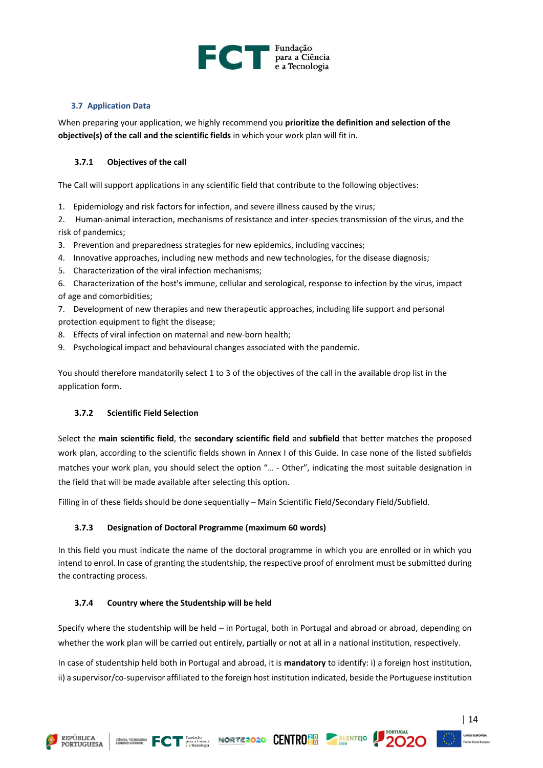### 3.7 Application Data

When preparing your application, we highly recommend you **prioritize the definition and selection of the objective(s) of the call and the scientific fields** in which your work plan will fit in.

#### 3.7.1 Objectives of the call

The Call will support applications in any scientific field that contribute to the following objectives:

1. Epidemiology and risk factors for infection, and severe illness caused by the virus;
2. Human-animal interaction, mechanisms of resistance and inter-species transmission of the virus, and the risk of pandemics;
3. Prevention and preparedness strategies for new epidemics, including vaccines;
4. Innovative approaches, including new methods and new technologies, for the disease diagnosis;
5. Characterization of the viral infection mechanisms;
6. Characterization of the host's immune, cellular and serological, response to infection by the virus, impact of age and comorbidities;
7. Development of new therapies and new therapeutic approaches, including life support and personal protection equipment to fight the disease;
8. Effects of viral infection on maternal and new-born health;
9. Psychological impact and behavioural changes associated with the pandemic.

You should therefore mandatorily select 1 to 3 of the objectives of the call in the available drop list in the application form.

#### 3.7.2 Scientific Field Selection

Select the **main scientific field**, the **secondary scientific field** and **subfield** that better matches the proposed work plan, according to the scientific fields shown in Annex I of this Guide. In case none of the listed subfields matches your work plan, you should select the option "… - Other", indicating the most suitable designation in the field that will be made available after selecting this option.

Filling in of these fields should be done sequentially – Main Scientific Field/Secondary Field/Subfield.

#### 3.7.3 Designation of Doctoral Programme (maximum 60 words)

In this field you must indicate the name of the doctoral programme in which you are enrolled or in which you intend to enrol. In case of granting the studentship, the respective proof of enrolment must be submitted during the contracting process.

#### 3.7.4 Country where the Studentship will be held

Specify where the studentship will be held – in Portugal, both in Portugal and abroad or abroad, depending on whether the work plan will be carried out entirely, partially or not at all in a national institution, respectively.

In case of studentship held both in Portugal and abroad, it is **mandatory** to identify: i) a foreign host institution, ii) a supervisor/co-supervisor affiliated to the foreign host institution indicated, beside the Portuguese institution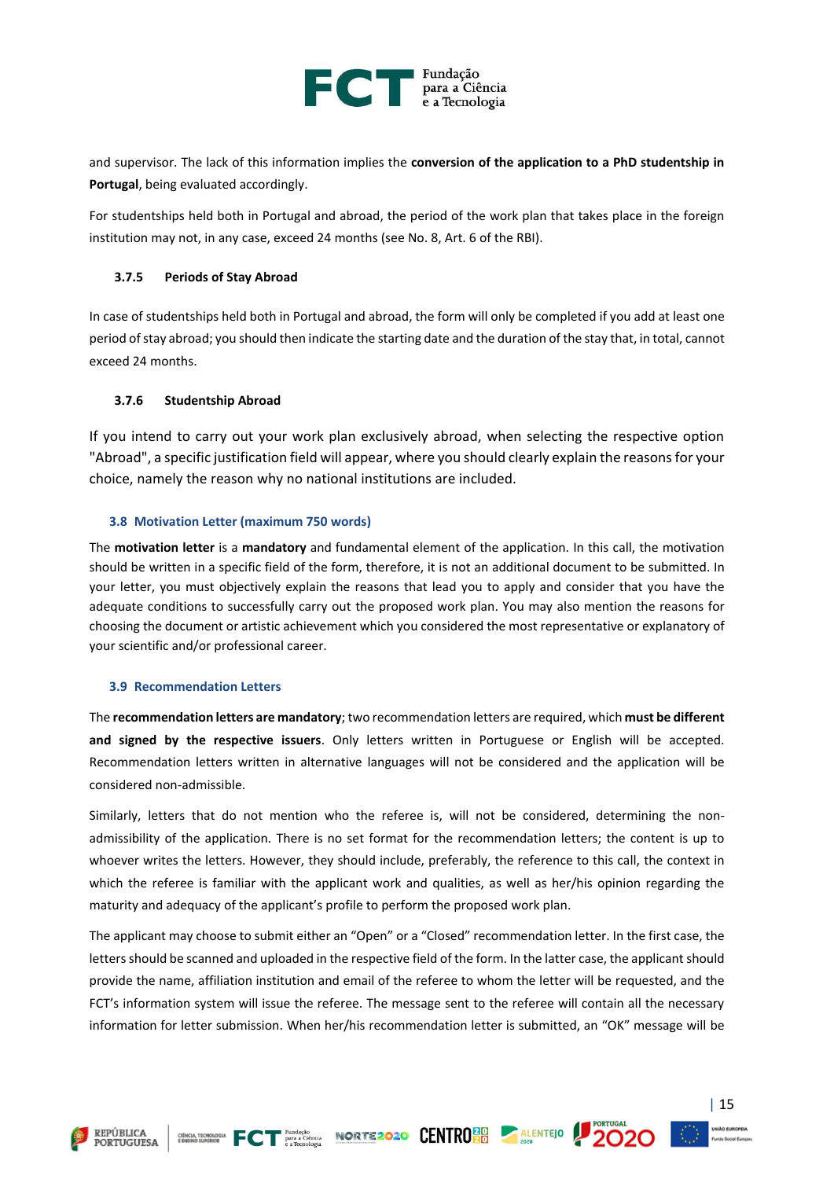and supervisor. The lack of this information implies the **conversion of the application to a PhD studentship in Portugal**, being evaluated accordingly.

For studentships held both in Portugal and abroad, the period of the work plan that takes place in the foreign institution may not, in any case, exceed 24 months (see No. 8, Art. 6 of the RBI).

#### 3.7.5 Periods of Stay Abroad

In case of studentships held both in Portugal and abroad, the form will only be completed if you add at least one period of stay abroad; you should then indicate the starting date and the duration of the stay that, in total, cannot exceed 24 months.

#### 3.7.6 Studentship Abroad

If you intend to carry out your work plan exclusively abroad, when selecting the respective option "Abroad", a specific justification field will appear, where you should clearly explain the reasons for your choice, namely the reason why no national institutions are included.

### 3.8 Motivation Letter (maximum 750 words)

The **motivation letter** is a **mandatory** and fundamental element of the application. In this call, the motivation should be written in a specific field of the form, therefore, it is not an additional document to be submitted. In your letter, you must objectively explain the reasons that lead you to apply and consider that you have the adequate conditions to successfully carry out the proposed work plan. You may also mention the reasons for choosing the document or artistic achievement which you considered the most representative or explanatory of your scientific and/or professional career.

### 3.9 Recommendation Letters

The **recommendation letters are mandatory**; two recommendation letters are required, which **must be different and signed by the respective issuers**. Only letters written in Portuguese or English will be accepted. Recommendation letters written in alternative languages will not be considered and the application will be considered non-admissible.

Similarly, letters that do not mention who the referee is, will not be considered, determining the non-admissibility of the application. There is no set format for the recommendation letters; the content is up to whoever writes the letters. However, they should include, preferably, the reference to this call, the context in which the referee is familiar with the applicant work and qualities, as well as her/his opinion regarding the maturity and adequacy of the applicant's profile to perform the proposed work plan.

The applicant may choose to submit either an "Open" or a "Closed" recommendation letter. In the first case, the letters should be scanned and uploaded in the respective field of the form. In the latter case, the applicant should provide the name, affiliation institution and email of the referee to whom the letter will be requested, and the FCT's information system will issue the referee. The message sent to the referee will contain all the necessary information for letter submission. When her/his recommendation letter is submitted, an "OK" message will be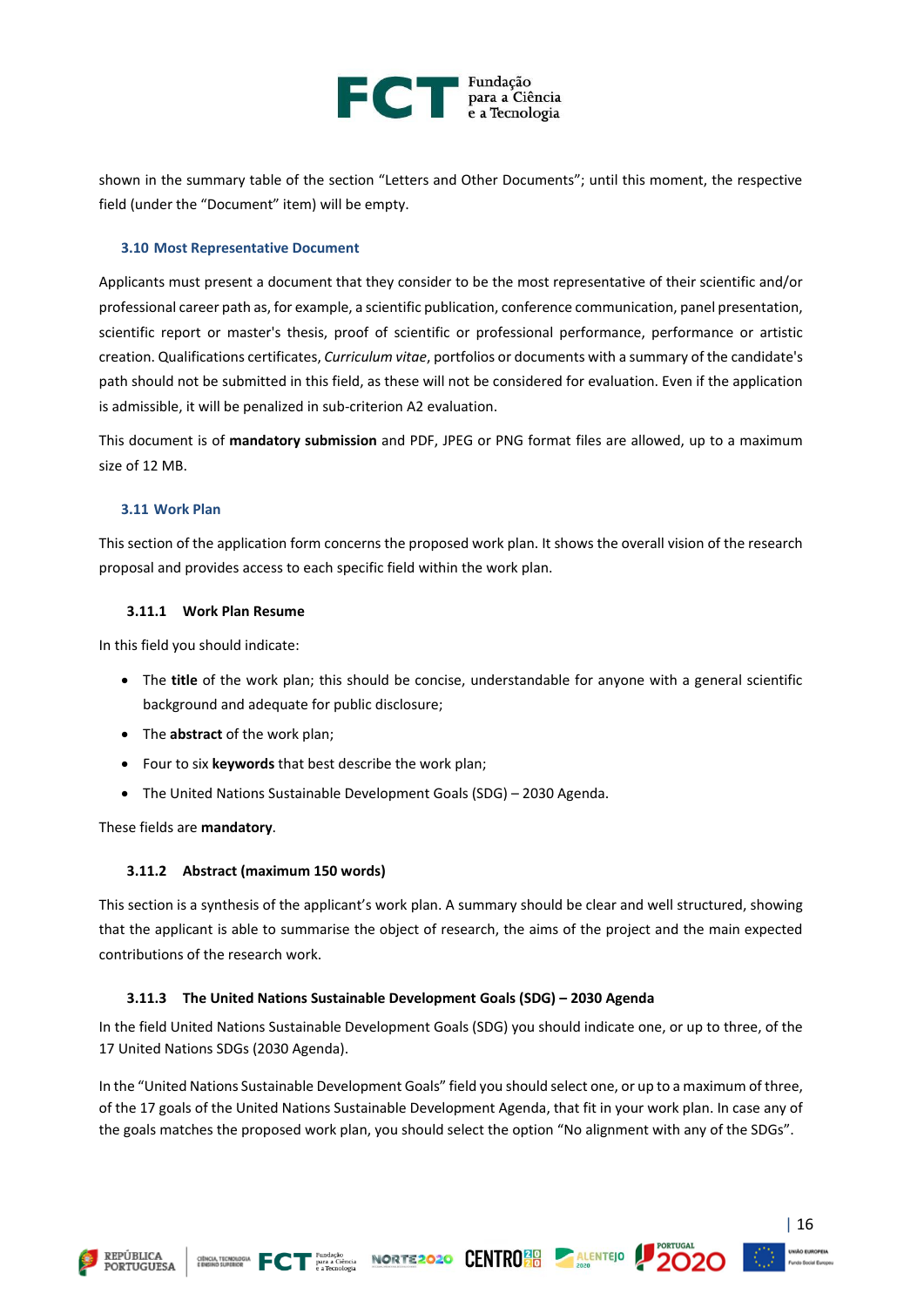shown in the summary table of the section “Letters and Other Documents”; until this moment, the respective field (under the “Document” item) will be empty.

### 3.10 Most Representative Document

Applicants must present a document that they consider to be the most representative of their scientific and/or professional career path as, for example, a scientific publication, conference communication, panel presentation, scientific report or master's thesis, proof of scientific or professional performance, performance or artistic creation. Qualifications certificates, *Curriculum vitae*, portfolios or documents with a summary of the candidate's path should not be submitted in this field, as these will not be considered for evaluation. Even if the application is admissible, it will be penalized in sub-criterion A2 evaluation.

This document is of **mandatory submission** and PDF, JPEG or PNG format files are allowed, up to a maximum size of 12 MB.

### 3.11 Work Plan

This section of the application form concerns the proposed work plan. It shows the overall vision of the research proposal and provides access to each specific field within the work plan.

#### 3.11.1 Work Plan Resume

In this field you should indicate:

- The **title** of the work plan; this should be concise, understandable for anyone with a general scientific background and adequate for public disclosure;
- The **abstract** of the work plan;
- Four to six **keywords** that best describe the work plan;
- The United Nations Sustainable Development Goals (SDG) – 2030 Agenda.

These fields are **mandatory**.

#### 3.11.2 Abstract (maximum 150 words)

This section is a synthesis of the applicant’s work plan. A summary should be clear and well structured, showing that the applicant is able to summarise the object of research, the aims of the project and the main expected contributions of the research work.

#### 3.11.3 The United Nations Sustainable Development Goals (SDG) – 2030 Agenda

In the field United Nations Sustainable Development Goals (SDG) you should indicate one, or up to three, of the 17 United Nations SDGs (2030 Agenda).

In the “United Nations Sustainable Development Goals” field you should select one, or up to a maximum of three, of the 17 goals of the United Nations Sustainable Development Agenda, that fit in your work plan. In case any of the goals matches the proposed work plan, you should select the option “No alignment with any of the SDGs”.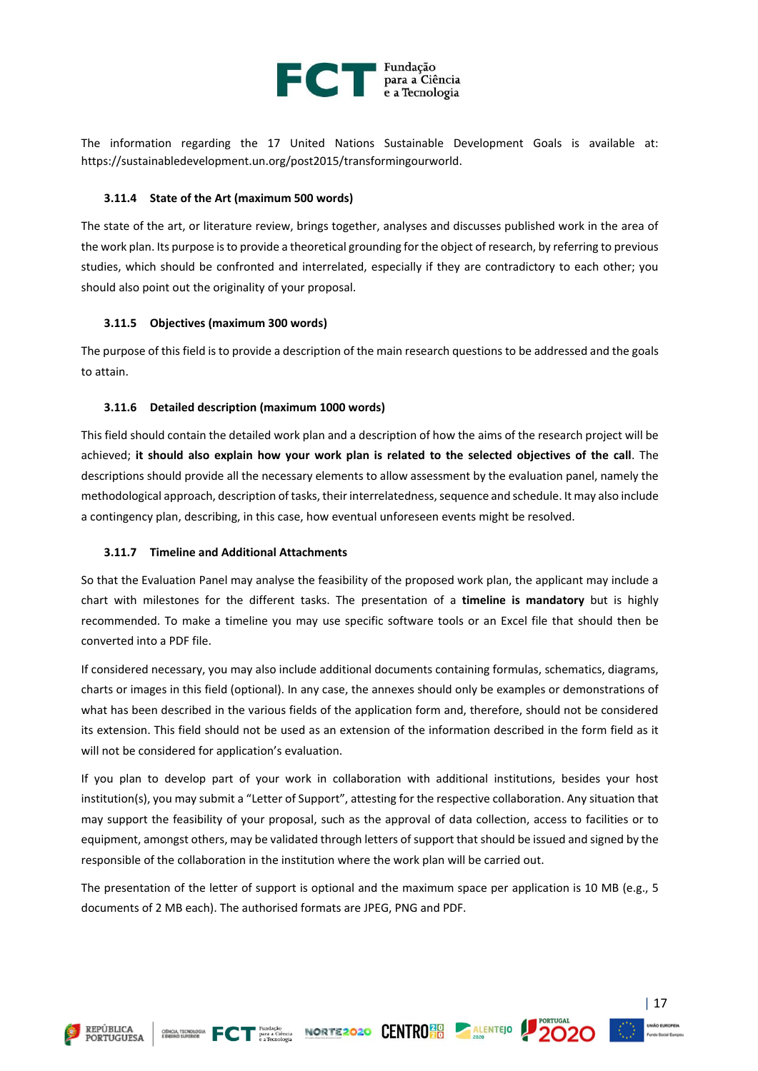The information regarding the 17 United Nations Sustainable Development Goals is available at: https://sustainabledevelopment.un.org/post2015/transformingourworld.

### 3.11.4 State of the Art (maximum 500 words)

The state of the art, or literature review, brings together, analyses and discusses published work in the area of the work plan. Its purpose is to provide a theoretical grounding for the object of research, by referring to previous studies, which should be confronted and interrelated, especially if they are contradictory to each other; you should also point out the originality of your proposal.

### 3.11.5 Objectives (maximum 300 words)

The purpose of this field is to provide a description of the main research questions to be addressed and the goals to attain.

### 3.11.6 Detailed description (maximum 1000 words)

This field should contain the detailed work plan and a description of how the aims of the research project will be achieved; **it should also explain how your work plan is related to the selected objectives of the call**. The descriptions should provide all the necessary elements to allow assessment by the evaluation panel, namely the methodological approach, description of tasks, their interrelatedness, sequence and schedule. It may also include a contingency plan, describing, in this case, how eventual unforeseen events might be resolved.

### 3.11.7 Timeline and Additional Attachments

So that the Evaluation Panel may analyse the feasibility of the proposed work plan, the applicant may include a chart with milestones for the different tasks. The presentation of a **timeline is mandatory** but is highly recommended. To make a timeline you may use specific software tools or an Excel file that should then be converted into a PDF file.

If considered necessary, you may also include additional documents containing formulas, schematics, diagrams, charts or images in this field (optional). In any case, the annexes should only be examples or demonstrations of what has been described in the various fields of the application form and, therefore, should not be considered its extension. This field should not be used as an extension of the information described in the form field as it will not be considered for application's evaluation.

If you plan to develop part of your work in collaboration with additional institutions, besides your host institution(s), you may submit a "Letter of Support", attesting for the respective collaboration. Any situation that may support the feasibility of your proposal, such as the approval of data collection, access to facilities or to equipment, amongst others, may be validated through letters of support that should be issued and signed by the responsible of the collaboration in the institution where the work plan will be carried out.

The presentation of the letter of support is optional and the maximum space per application is 10 MB (e.g., 5 documents of 2 MB each). The authorised formats are JPEG, PNG and PDF.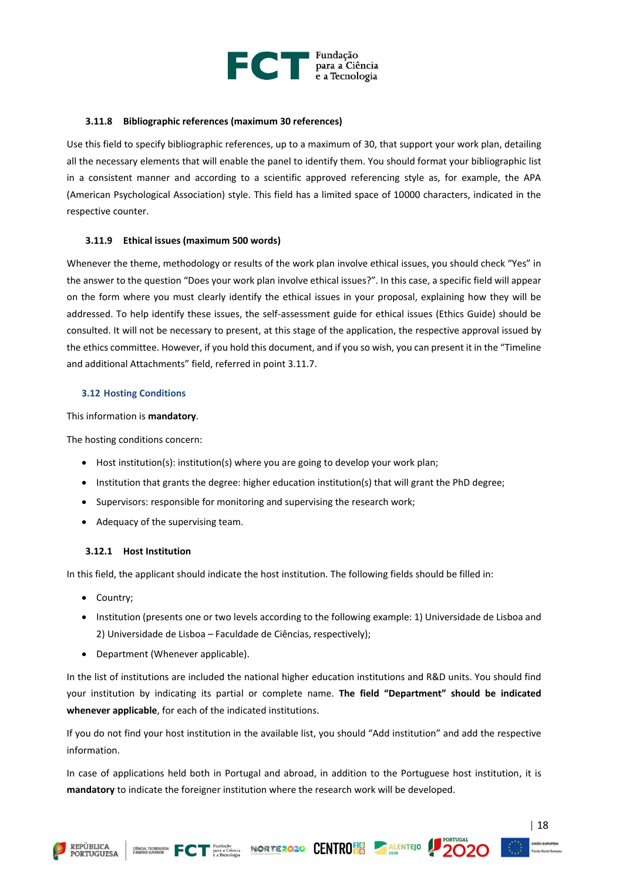#### 3.11.8 Bibliographic references (maximum 30 references)

Use this field to specify bibliographic references, up to a maximum of 30, that support your work plan, detailing all the necessary elements that will enable the panel to identify them. You should format your bibliographic list in a consistent manner and according to a scientific approved referencing style as, for example, the APA (American Psychological Association) style. This field has a limited space of 10000 characters, indicated in the respective counter.

#### 3.11.9 Ethical issues (maximum 500 words)

Whenever the theme, methodology or results of the work plan involve ethical issues, you should check "Yes" in the answer to the question "Does your work plan involve ethical issues?". In this case, a specific field will appear on the form where you must clearly identify the ethical issues in your proposal, explaining how they will be addressed. To help identify these issues, the self-assessment guide for ethical issues (Ethics Guide) should be consulted. It will not be necessary to present, at this stage of the application, the respective approval issued by the ethics committee. However, if you hold this document, and if you so wish, you can present it in the "Timeline and additional Attachments" field, referred in point 3.11.7.

### 3.12 Hosting Conditions

This information is **mandatory**.

The hosting conditions concern:

- Host institution(s): institution(s) where you are going to develop your work plan;
- Institution that grants the degree: higher education institution(s) that will grant the PhD degree;
- Supervisors: responsible for monitoring and supervising the research work;
- Adequacy of the supervising team.

#### 3.12.1 Host Institution

In this field, the applicant should indicate the host institution. The following fields should be filled in:

- Country;
- Institution (presents one or two levels according to the following example: 1) Universidade de Lisboa and 2) Universidade de Lisboa – Faculdade de Ciências, respectively);
- Department (Whenever applicable).

In the list of institutions are included the national higher education institutions and R&D units. You should find your institution by indicating its partial or complete name. **The field "Department" should be indicated whenever applicable**, for each of the indicated institutions.

If you do not find your host institution in the available list, you should "Add institution" and add the respective information.

In case of applications held both in Portugal and abroad, in addition to the Portuguese host institution, it is **mandatory** to indicate the foreigner institution where the research work will be developed.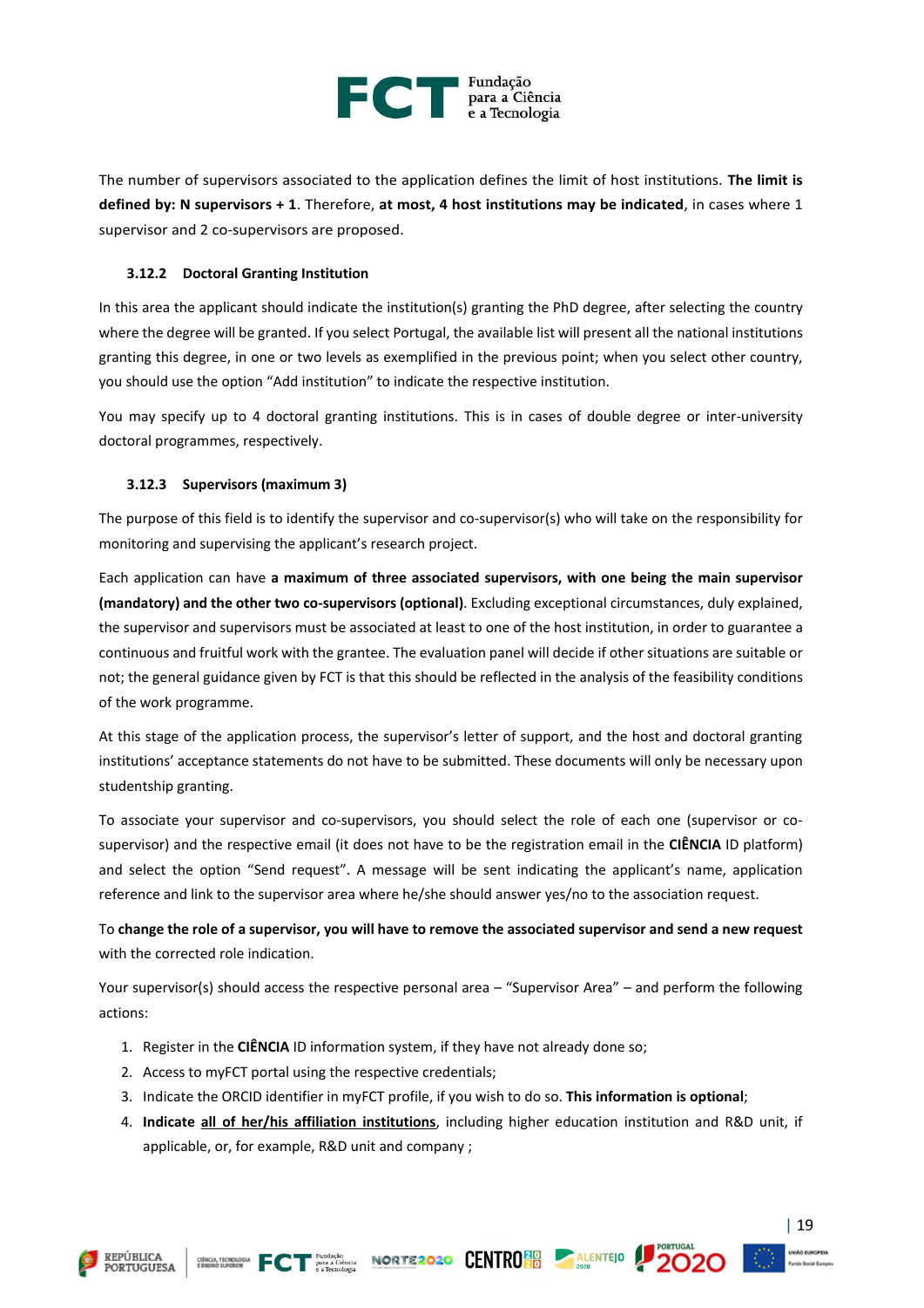The number of supervisors associated to the application defines the limit of host institutions. **The limit is defined by: N supervisors + 1**. Therefore, **at most, 4 host institutions may be indicated**, in cases where 1 supervisor and 2 co-supervisors are proposed.

### 3.12.2 Doctoral Granting Institution

In this area the applicant should indicate the institution(s) granting the PhD degree, after selecting the country where the degree will be granted. If you select Portugal, the available list will present all the national institutions granting this degree, in one or two levels as exemplified in the previous point; when you select other country, you should use the option "Add institution" to indicate the respective institution.

You may specify up to 4 doctoral granting institutions. This is in cases of double degree or inter-university doctoral programmes, respectively.

### 3.12.3 Supervisors (maximum 3)

The purpose of this field is to identify the supervisor and co-supervisor(s) who will take on the responsibility for monitoring and supervising the applicant's research project.

Each application can have **a maximum of three associated supervisors, with one being the main supervisor (mandatory) and the other two co-supervisors (optional)**. Excluding exceptional circumstances, duly explained, the supervisor and supervisors must be associated at least to one of the host institution, in order to guarantee a continuous and fruitful work with the grantee. The evaluation panel will decide if other situations are suitable or not; the general guidance given by FCT is that this should be reflected in the analysis of the feasibility conditions of the work programme.

At this stage of the application process, the supervisor's letter of support, and the host and doctoral granting institutions' acceptance statements do not have to be submitted. These documents will only be necessary upon studentship granting.

To associate your supervisor and co-supervisors, you should select the role of each one (supervisor or co-supervisor) and the respective email (it does not have to be the registration email in the **CIÊNCIA** ID platform) and select the option "Send request". A message will be sent indicating the applicant's name, application reference and link to the supervisor area where he/she should answer yes/no to the association request.

To **change the role of a supervisor, you will have to remove the associated supervisor and send a new request** with the corrected role indication.

Your supervisor(s) should access the respective personal area – "Supervisor Area" – and perform the following actions:

1. Register in the **CIÊNCIA** ID information system, if they have not already done so;
2. Access to myFCT portal using the respective credentials;
3. Indicate the ORCID identifier in myFCT profile, if you wish to do so. **This information is optional**;
4. **Indicate <u>all of her/his affiliation institutions</u>**, including higher education institution and R&D unit, if applicable, or, for example, R&D unit and company ;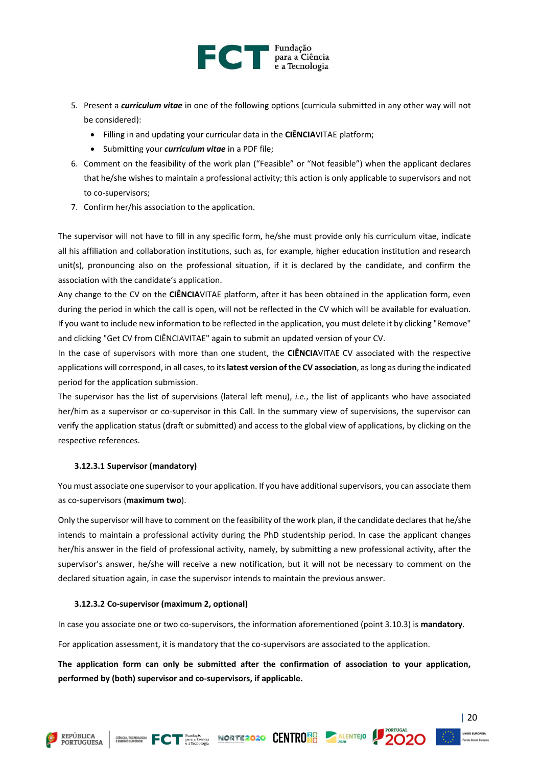5. Present a ***curriculum vitae*** in one of the following options (curricula submitted in any other way will not be considered):
   - Filling in and updating your curricular data in the **CIÊNCIA**VITAE platform;
   - Submitting your ***curriculum vitae*** in a PDF file;
6. Comment on the feasibility of the work plan ("Feasible" or "Not feasible") when the applicant declares that he/she wishes to maintain a professional activity; this action is only applicable to supervisors and not to co-supervisors;
7. Confirm her/his association to the application.

The supervisor will not have to fill in any specific form, he/she must provide only his curriculum vitae, indicate all his affiliation and collaboration institutions, such as, for example, higher education institution and research unit(s), pronouncing also on the professional situation, if it is declared by the candidate, and confirm the association with the candidate's application.

Any change to the CV on the **CIÊNCIA**VITAE platform, after it has been obtained in the application form, even during the period in which the call is open, will not be reflected in the CV which will be available for evaluation. If you want to include new information to be reflected in the application, you must delete it by clicking "Remove" and clicking "Get CV from CIÊNCIAVITAE" again to submit an updated version of your CV.

In the case of supervisors with more than one student, the **CIÊNCIA**VITAE CV associated with the respective applications will correspond, in all cases, to its **latest version of the CV association**, as long as during the indicated period for the application submission.

The supervisor has the list of supervisions (lateral left menu), *i.e.*, the list of applicants who have associated her/him as a supervisor or co-supervisor in this Call. In the summary view of supervisions, the supervisor can verify the application status (draft or submitted) and access to the global view of applications, by clicking on the respective references.

#### 3.12.3.1 Supervisor (mandatory)

You must associate one supervisor to your application. If you have additional supervisors, you can associate them as co-supervisors (**maximum two**).

Only the supervisor will have to comment on the feasibility of the work plan, if the candidate declares that he/she intends to maintain a professional activity during the PhD studentship period. In case the applicant changes her/his answer in the field of professional activity, namely, by submitting a new professional activity, after the supervisor's answer, he/she will receive a new notification, but it will not be necessary to comment on the declared situation again, in case the supervisor intends to maintain the previous answer.

#### 3.12.3.2 Co-supervisor (maximum 2, optional)

In case you associate one or two co-supervisors, the information aforementioned (point 3.10.3) is **mandatory**.

For application assessment, it is mandatory that the co-supervisors are associated to the application.

**The application form can only be submitted after the confirmation of association to your application, performed by (both) supervisor and co-supervisors, if applicable.**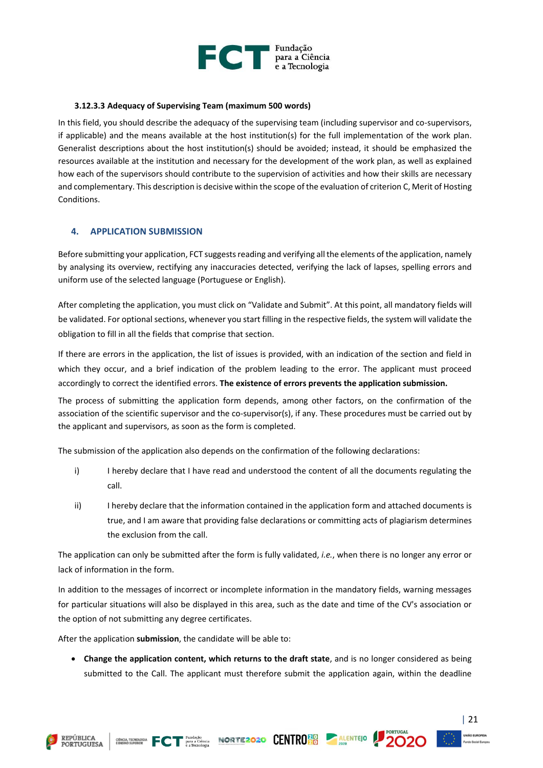#### 3.12.3.3 Adequacy of Supervising Team (maximum 500 words)

In this field, you should describe the adequacy of the supervising team (including supervisor and co-supervisors, if applicable) and the means available at the host institution(s) for the full implementation of the work plan. Generalist descriptions about the host institution(s) should be avoided; instead, it should be emphasized the resources available at the institution and necessary for the development of the work plan, as well as explained how each of the supervisors should contribute to the supervision of activities and how their skills are necessary and complementary. This description is decisive within the scope of the evaluation of criterion C, Merit of Hosting Conditions.

## 4. APPLICATION SUBMISSION

Before submitting your application, FCT suggests reading and verifying all the elements of the application, namely by analysing its overview, rectifying any inaccuracies detected, verifying the lack of lapses, spelling errors and uniform use of the selected language (Portuguese or English).

After completing the application, you must click on "Validate and Submit". At this point, all mandatory fields will be validated. For optional sections, whenever you start filling in the respective fields, the system will validate the obligation to fill in all the fields that comprise that section.

If there are errors in the application, the list of issues is provided, with an indication of the section and field in which they occur, and a brief indication of the problem leading to the error. The applicant must proceed accordingly to correct the identified errors. **The existence of errors prevents the application submission.**

The process of submitting the application form depends, among other factors, on the confirmation of the association of the scientific supervisor and the co-supervisor(s), if any. These procedures must be carried out by the applicant and supervisors, as soon as the form is completed.

The submission of the application also depends on the confirmation of the following declarations:

i) I hereby declare that I have read and understood the content of all the documents regulating the call.

ii) I hereby declare that the information contained in the application form and attached documents is true, and I am aware that providing false declarations or committing acts of plagiarism determines the exclusion from the call.

The application can only be submitted after the form is fully validated, *i.e.*, when there is no longer any error or lack of information in the form.

In addition to the messages of incorrect or incomplete information in the mandatory fields, warning messages for particular situations will also be displayed in this area, such as the date and time of the CV's association or the option of not submitting any degree certificates.

After the application **submission**, the candidate will be able to:

- **Change the application content, which returns to the draft state**, and is no longer considered as being submitted to the Call. The applicant must therefore submit the application again, within the deadline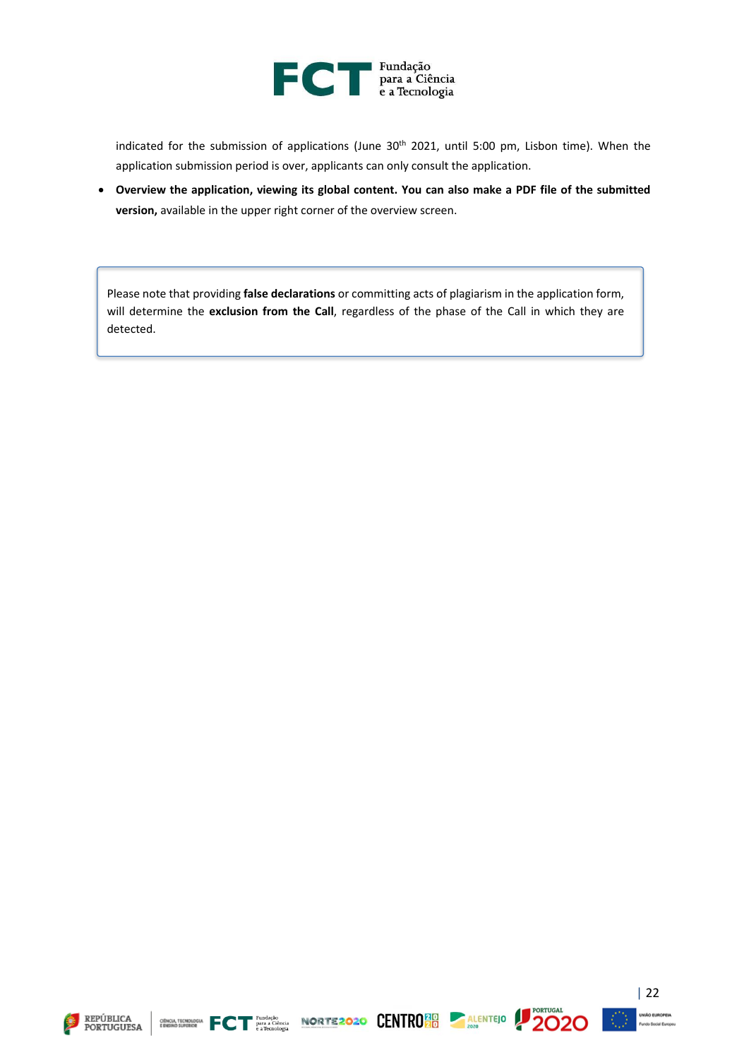indicated for the submission of applications (June 30th 2021, until 5:00 pm, Lisbon time). When the application submission period is over, applicants can only consult the application.

- **Overview the application, viewing its global content. You can also make a PDF file of the submitted version,** available in the upper right corner of the overview screen.

Please note that providing **false declarations** or committing acts of plagiarism in the application form, will determine the **exclusion from the Call**, regardless of the phase of the Call in which they are detected.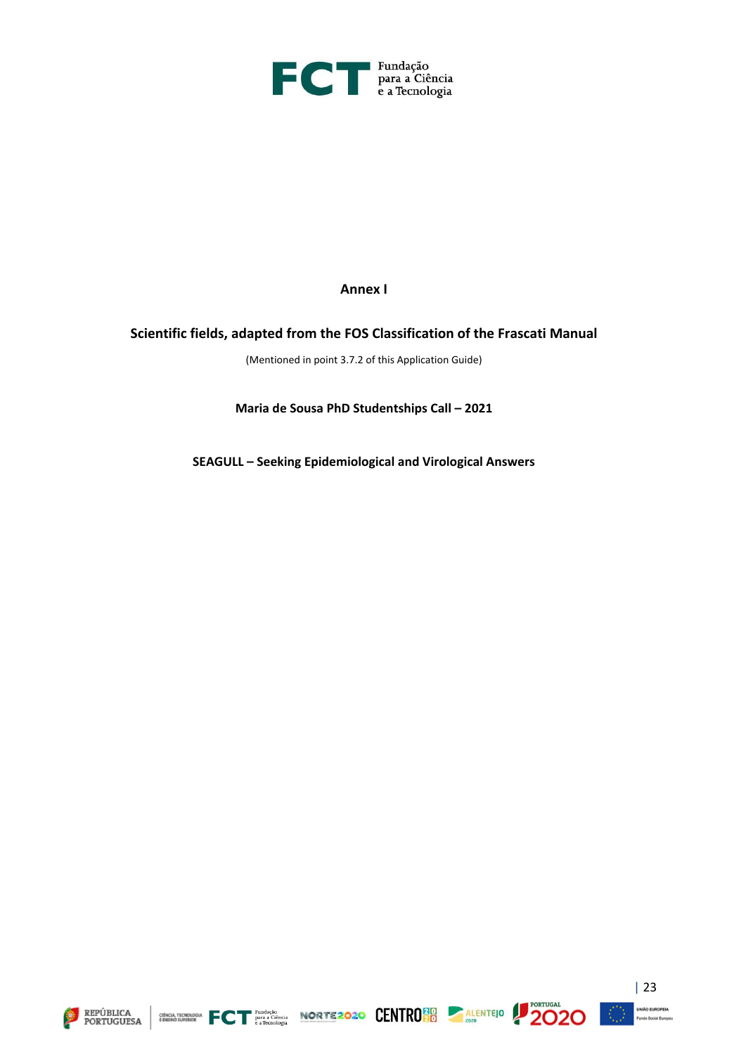# Annex I

## Scientific fields, adapted from the FOS Classification of the Frascati Manual

(Mentioned in point 3.7.2 of this Application Guide)

**Maria de Sousa PhD Studentships Call – 2021**

**SEAGULL – Seeking Epidemiological and Virological Answers**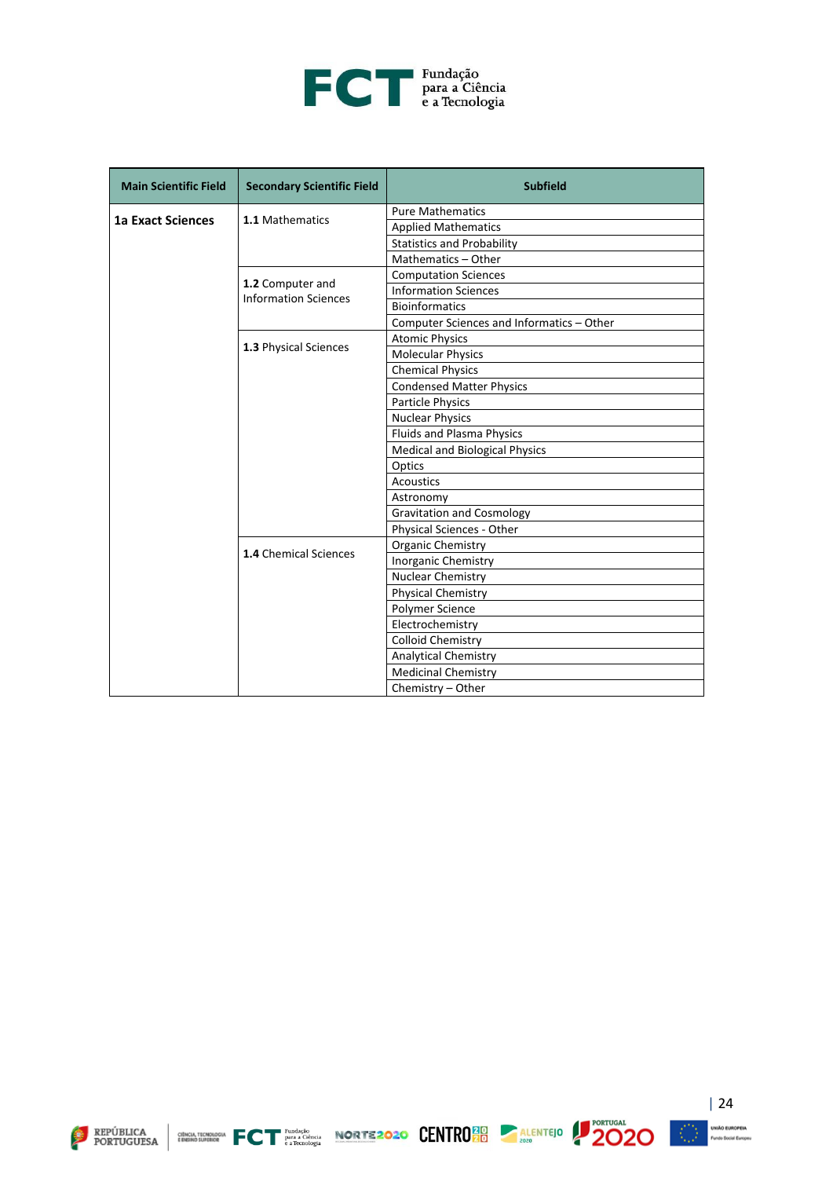| Main Scientific Field | Secondary Scientific Field | Subfield |
|---|---|---|
| **1a Exact Sciences** | **1.1** Mathematics | Pure Mathematics |
| | | Applied Mathematics |
| | | Statistics and Probability |
| | | Mathematics – Other |
| | **1.2** Computer and Information Sciences | Computation Sciences |
| | | Information Sciences |
| | | Bioinformatics |
| | | Computer Sciences and Informatics – Other |
| | **1.3** Physical Sciences | Atomic Physics |
| | | Molecular Physics |
| | | Chemical Physics |
| | | Condensed Matter Physics |
| | | Particle Physics |
| | | Nuclear Physics |
| | | Fluids and Plasma Physics |
| | | Medical and Biological Physics |
| | | Optics |
| | | Acoustics |
| | | Astronomy |
| | | Gravitation and Cosmology |
| | | Physical Sciences - Other |
| | **1.4** Chemical Sciences | Organic Chemistry |
| | | Inorganic Chemistry |
| | | Nuclear Chemistry |
| | | Physical Chemistry |
| | | Polymer Science |
| | | Electrochemistry |
| | | Colloid Chemistry |
| | | Analytical Chemistry |
| | | Medicinal Chemistry |
| | | Chemistry – Other |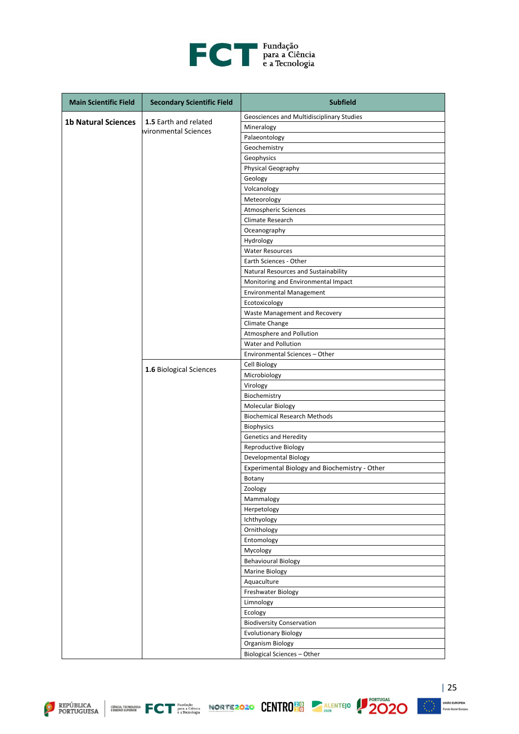| Main Scientific Field | Secondary Scientific Field | Subfield |
| --- | --- | --- |
| **1b Natural Sciences** | **1.5** Earth and related nvironmental Sciences | Geosciences and Multidisciplinary Studies |
| | | Mineralogy |
| | | Palaeontology |
| | | Geochemistry |
| | | Geophysics |
| | | Physical Geography |
| | | Geology |
| | | Volcanology |
| | | Meteorology |
| | | Atmospheric Sciences |
| | | Climate Research |
| | | Oceanography |
| | | Hydrology |
| | | Water Resources |
| | | Earth Sciences - Other |
| | | Natural Resources and Sustainability |
| | | Monitoring and Environmental Impact |
| | | Environmental Management |
| | | Ecotoxicology |
| | | Waste Management and Recovery |
| | | Climate Change |
| | | Atmosphere and Pollution |
| | | Water and Pollution |
| | | Environmental Sciences – Other |
| | **1.6** Biological Sciences | Cell Biology |
| | | Microbiology |
| | | Virology |
| | | Biochemistry |
| | | Molecular Biology |
| | | Biochemical Research Methods |
| | | Biophysics |
| | | Genetics and Heredity |
| | | Reproductive Biology |
| | | Developmental Biology |
| | | Experimental Biology and Biochemistry - Other |
| | | Botany |
| | | Zoology |
| | | Mammalogy |
| | | Herpetology |
| | | Ichthyology |
| | | Ornithology |
| | | Entomology |
| | | Mycology |
| | | Behavioural Biology |
| | | Marine Biology |
| | | Aquaculture |
| | | Freshwater Biology |
| | | Limnology |
| | | Ecology |
| | | Biodiversity Conservation |
| | | Evolutionary Biology |
| | | Organism Biology |
| | | Biological Sciences – Other |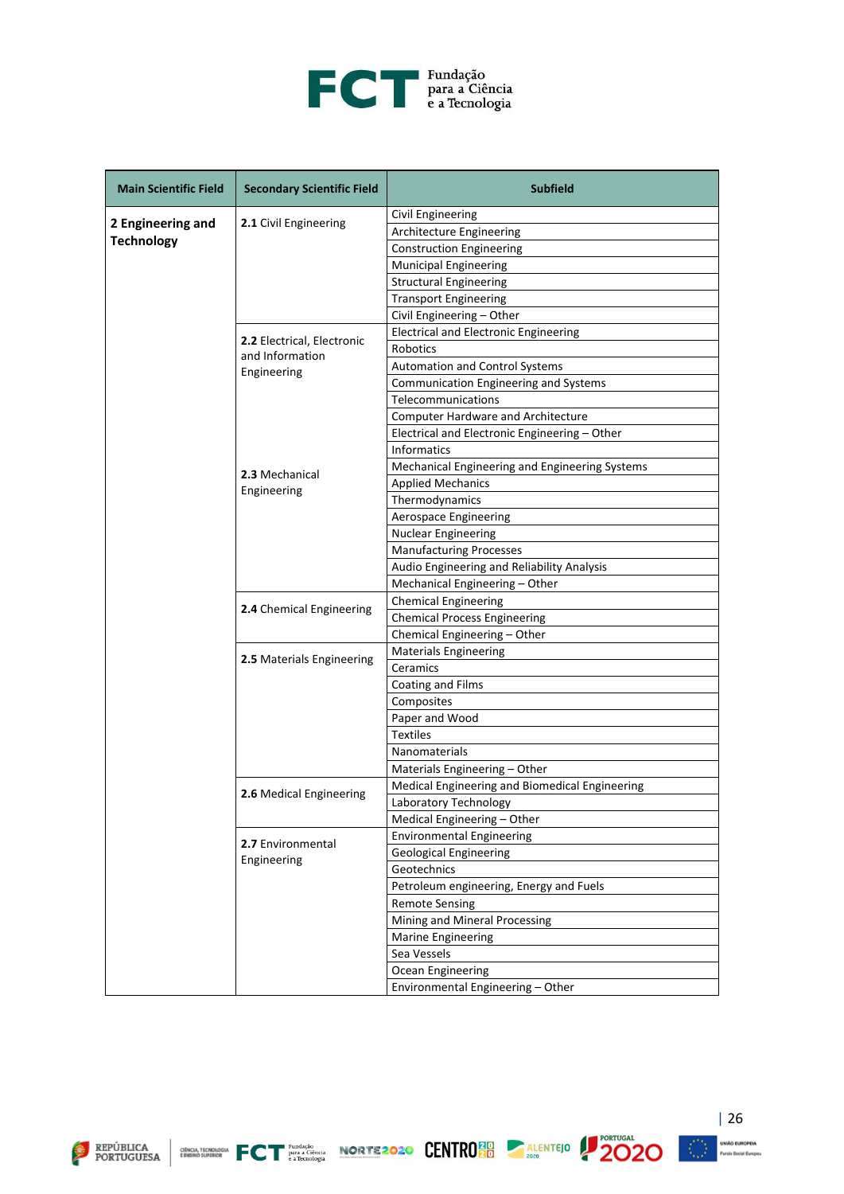| Main Scientific Field | Secondary Scientific Field | Subfield |
|---|---|---|
| **2 Engineering and Technology** | **2.1** Civil Engineering | Civil Engineering |
| | | Architecture Engineering |
| | | Construction Engineering |
| | | Municipal Engineering |
| | | Structural Engineering |
| | | Transport Engineering |
| | | Civil Engineering – Other |
| | **2.2** Electrical, Electronic and Information Engineering | Electrical and Electronic Engineering |
| | | Robotics |
| | | Automation and Control Systems |
| | | Communication Engineering and Systems |
| | | Telecommunications |
| | | Computer Hardware and Architecture |
| | | Electrical and Electronic Engineering – Other |
| | | Informatics |
| | **2.3** Mechanical Engineering | Mechanical Engineering and Engineering Systems |
| | | Applied Mechanics |
| | | Thermodynamics |
| | | Aerospace Engineering |
| | | Nuclear Engineering |
| | | Manufacturing Processes |
| | | Audio Engineering and Reliability Analysis |
| | | Mechanical Engineering – Other |
| | **2.4** Chemical Engineering | Chemical Engineering |
| | | Chemical Process Engineering |
| | | Chemical Engineering – Other |
| | **2.5** Materials Engineering | Materials Engineering |
| | | Ceramics |
| | | Coating and Films |
| | | Composites |
| | | Paper and Wood |
| | | Textiles |
| | | Nanomaterials |
| | | Materials Engineering – Other |
| | **2.6** Medical Engineering | Medical Engineering and Biomedical Engineering |
| | | Laboratory Technology |
| | | Medical Engineering – Other |
| | **2.7** Environmental Engineering | Environmental Engineering |
| | | Geological Engineering |
| | | Geotechnics |
| | | Petroleum engineering, Energy and Fuels |
| | | Remote Sensing |
| | | Mining and Mineral Processing |
| | | Marine Engineering |
| | | Sea Vessels |
| | | Ocean Engineering |
| | | Environmental Engineering – Other |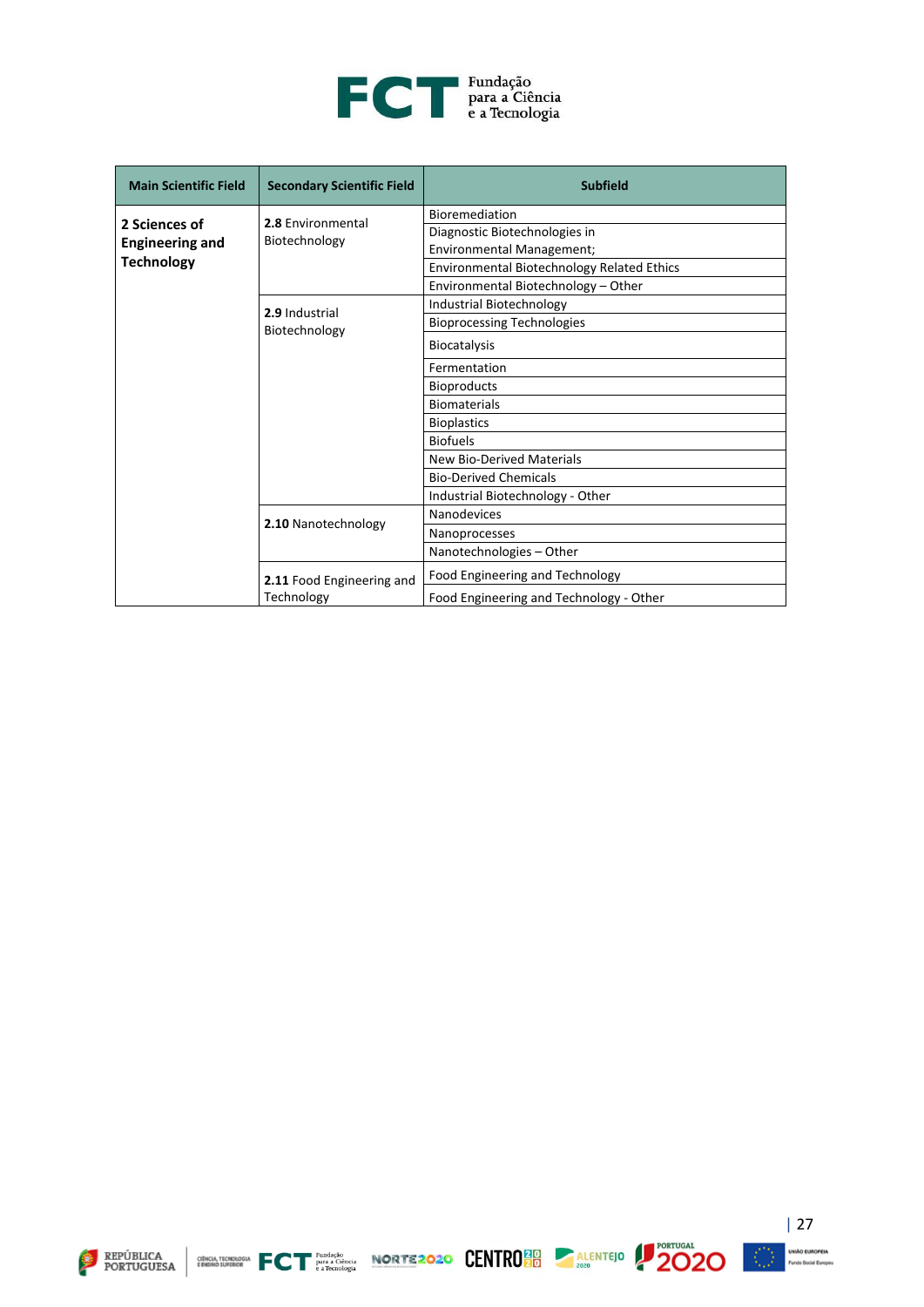| Main Scientific Field | Secondary Scientific Field | Subfield |
|---|---|---|
| **2 Sciences of Engineering and Technology** | **2.8** Environmental Biotechnology | Bioremediation |
| | | Diagnostic Biotechnologies in Environmental Management; |
| | | Environmental Biotechnology Related Ethics |
| | | Environmental Biotechnology – Other |
| | **2.9** Industrial Biotechnology | Industrial Biotechnology |
| | | Bioprocessing Technologies |
| | | Biocatalysis |
| | | Fermentation |
| | | Bioproducts |
| | | Biomaterials |
| | | Bioplastics |
| | | Biofuels |
| | | New Bio-Derived Materials |
| | | Bio-Derived Chemicals |
| | | Industrial Biotechnology - Other |
| | **2.10** Nanotechnology | Nanodevices |
| | | Nanoprocesses |
| | | Nanotechnologies – Other |
| | **2.11** Food Engineering and Technology | Food Engineering and Technology |
| | | Food Engineering and Technology - Other |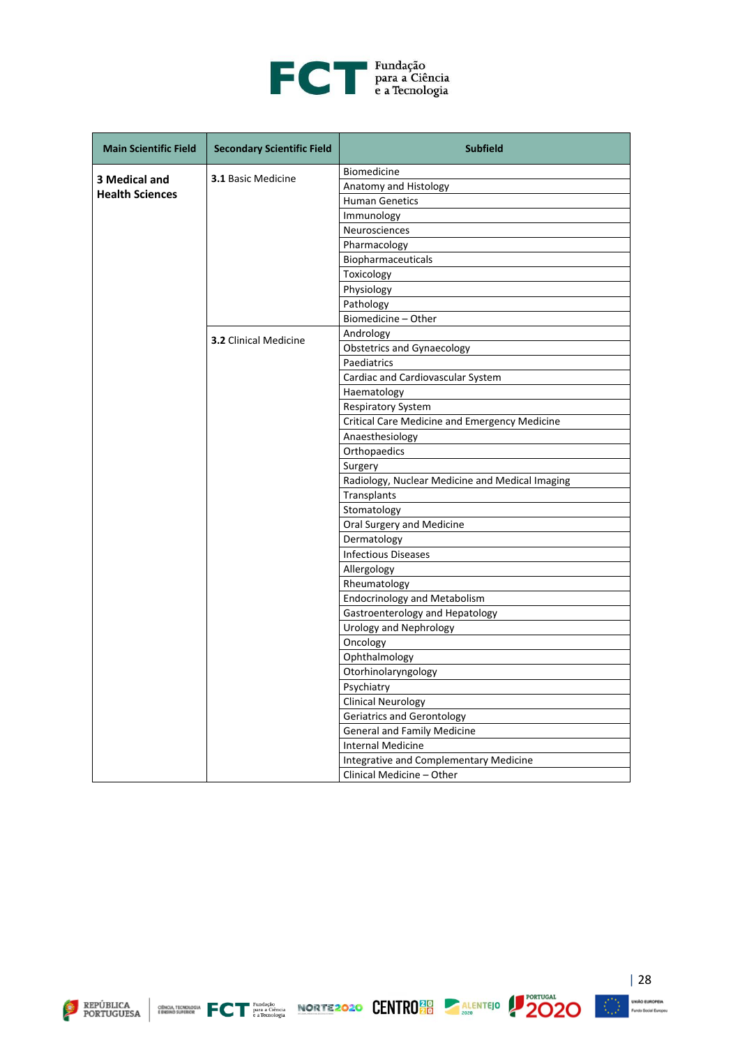| Main Scientific Field | Secondary Scientific Field | Subfield |
|---|---|---|
| **3 Medical and Health Sciences** | **3.1** Basic Medicine | Biomedicine |
| | | Anatomy and Histology |
| | | Human Genetics |
| | | Immunology |
| | | Neurosciences |
| | | Pharmacology |
| | | Biopharmaceuticals |
| | | Toxicology |
| | | Physiology |
| | | Pathology |
| | | Biomedicine – Other |
| | **3.2** Clinical Medicine | Andrology |
| | | Obstetrics and Gynaecology |
| | | Paediatrics |
| | | Cardiac and Cardiovascular System |
| | | Haematology |
| | | Respiratory System |
| | | Critical Care Medicine and Emergency Medicine |
| | | Anaesthesiology |
| | | Orthopaedics |
| | | Surgery |
| | | Radiology, Nuclear Medicine and Medical Imaging |
| | | Transplants |
| | | Stomatology |
| | | Oral Surgery and Medicine |
| | | Dermatology |
| | | Infectious Diseases |
| | | Allergology |
| | | Rheumatology |
| | | Endocrinology and Metabolism |
| | | Gastroenterology and Hepatology |
| | | Urology and Nephrology |
| | | Oncology |
| | | Ophthalmology |
| | | Otorhinolaryngology |
| | | Psychiatry |
| | | Clinical Neurology |
| | | Geriatrics and Gerontology |
| | | General and Family Medicine |
| | | Internal Medicine |
| | | Integrative and Complementary Medicine |
| | | Clinical Medicine – Other |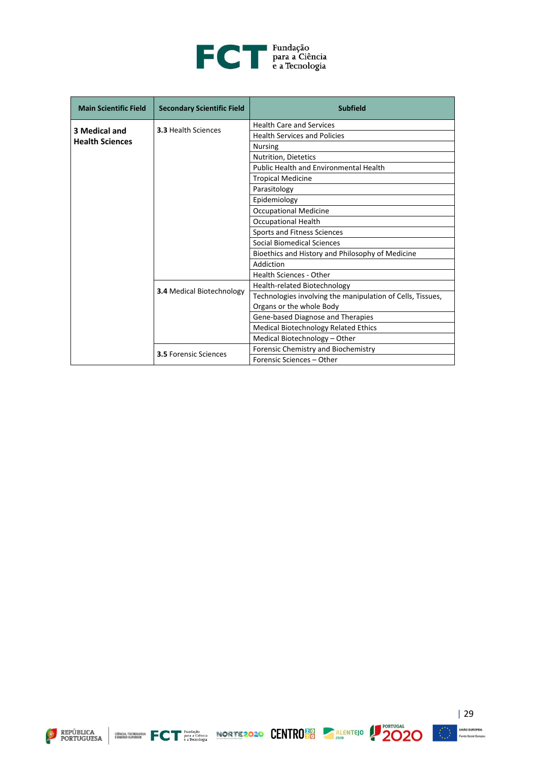| Main Scientific Field | Secondary Scientific Field | Subfield |
|---|---|---|
| **3 Medical and Health Sciences** | **3.3** Health Sciences | Health Care and Services |
| | | Health Services and Policies |
| | | Nursing |
| | | Nutrition, Dietetics |
| | | Public Health and Environmental Health |
| | | Tropical Medicine |
| | | Parasitology |
| | | Epidemiology |
| | | Occupational Medicine |
| | | Occupational Health |
| | | Sports and Fitness Sciences |
| | | Social Biomedical Sciences |
| | | Bioethics and History and Philosophy of Medicine |
| | | Addiction |
| | | Health Sciences - Other |
| | **3.4** Medical Biotechnology | Health-related Biotechnology |
| | | Technologies involving the manipulation of Cells, Tissues, Organs or the whole Body |
| | | Gene-based Diagnose and Therapies |
| | | Medical Biotechnology Related Ethics |
| | | Medical Biotechnology – Other |
| | **3.5** Forensic Sciences | Forensic Chemistry and Biochemistry |
| | | Forensic Sciences – Other |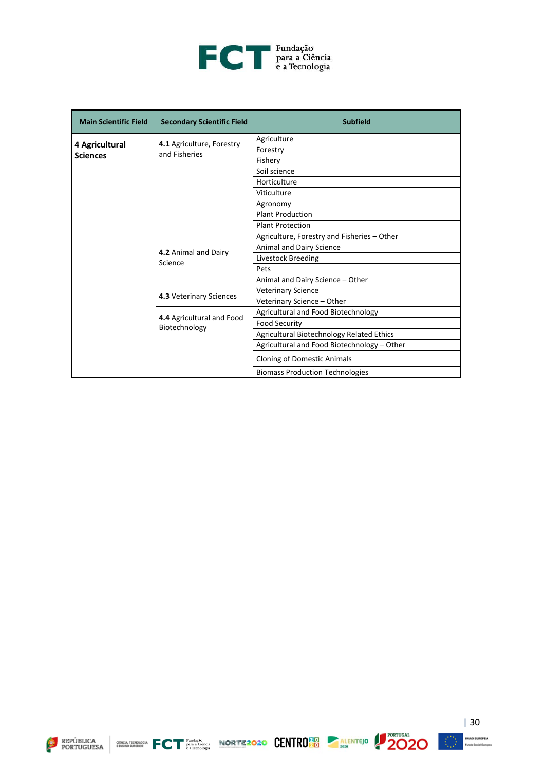| Main Scientific Field | Secondary Scientific Field | Subfield |
|---|---|---|
| **4 Agricultural Sciences** | **4.1** Agriculture, Forestry and Fisheries | Agriculture |
| | | Forestry |
| | | Fishery |
| | | Soil science |
| | | Horticulture |
| | | Viticulture |
| | | Agronomy |
| | | Plant Production |
| | | Plant Protection |
| | | Agriculture, Forestry and Fisheries – Other |
| | **4.2** Animal and Dairy Science | Animal and Dairy Science |
| | | Livestock Breeding |
| | | Pets |
| | | Animal and Dairy Science – Other |
| | **4.3** Veterinary Sciences | Veterinary Science |
| | | Veterinary Science – Other |
| | **4.4** Agricultural and Food Biotechnology | Agricultural and Food Biotechnology |
| | | Food Security |
| | | Agricultural Biotechnology Related Ethics |
| | | Agricultural and Food Biotechnology – Other |
| | | Cloning of Domestic Animals |
| | | Biomass Production Technologies |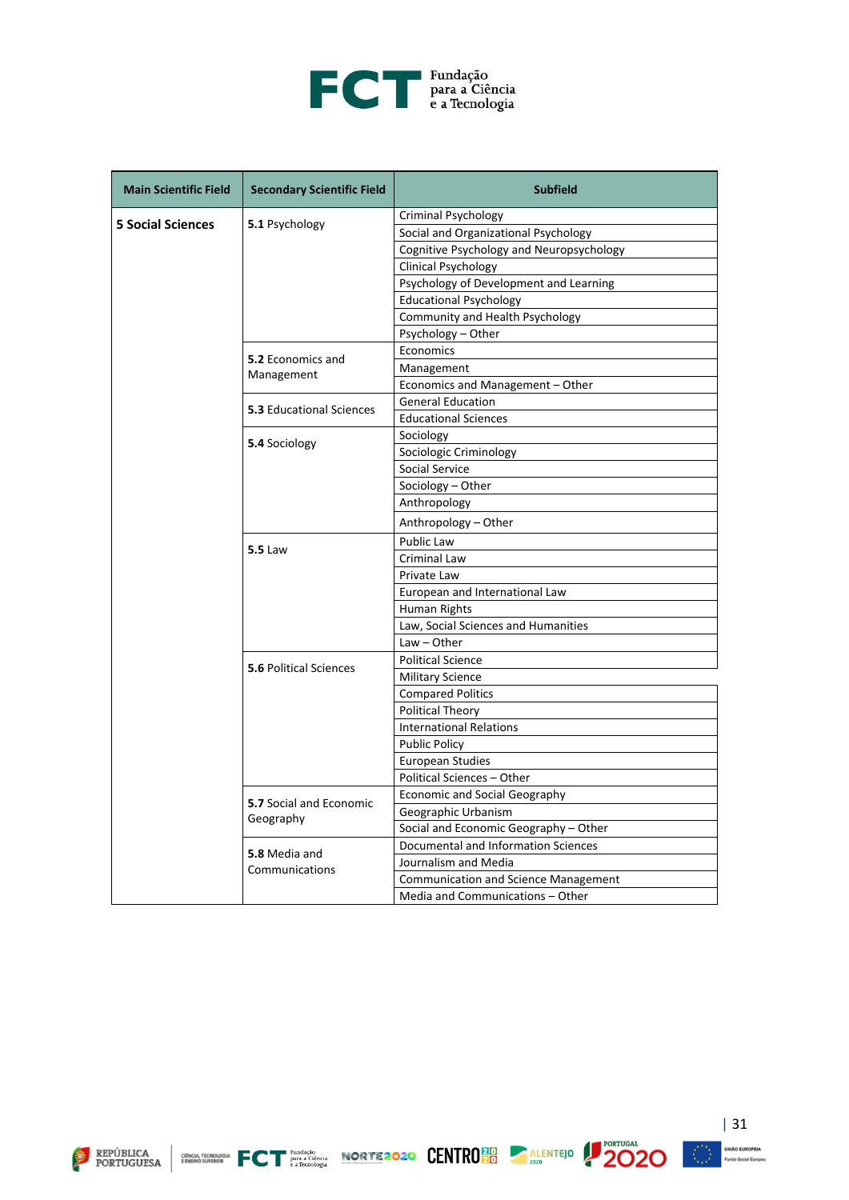| Main Scientific Field | Secondary Scientific Field | Subfield |
|---|---|---|
| **5 Social Sciences** | **5.1** Psychology | Criminal Psychology |
| | | Social and Organizational Psychology |
| | | Cognitive Psychology and Neuropsychology |
| | | Clinical Psychology |
| | | Psychology of Development and Learning |
| | | Educational Psychology |
| | | Community and Health Psychology |
| | | Psychology – Other |
| | **5.2** Economics and Management | Economics |
| | | Management |
| | | Economics and Management – Other |
| | **5.3** Educational Sciences | General Education |
| | | Educational Sciences |
| | **5.4** Sociology | Sociology |
| | | Sociologic Criminology |
| | | Social Service |
| | | Sociology – Other |
| | | Anthropology |
| | | Anthropology – Other |
| | **5.5** Law | Public Law |
| | | Criminal Law |
| | | Private Law |
| | | European and International Law |
| | | Human Rights |
| | | Law, Social Sciences and Humanities |
| | | Law – Other |
| | **5.6** Political Sciences | Political Science |
| | | Military Science |
| | | Compared Politics |
| | | Political Theory |
| | | International Relations |
| | | Public Policy |
| | | European Studies |
| | | Political Sciences – Other |
| | **5.7** Social and Economic Geography | Economic and Social Geography |
| | | Geographic Urbanism |
| | | Social and Economic Geography – Other |
| | **5.8** Media and Communications | Documental and Information Sciences |
| | | Journalism and Media |
| | | Communication and Science Management |
| | | Media and Communications – Other |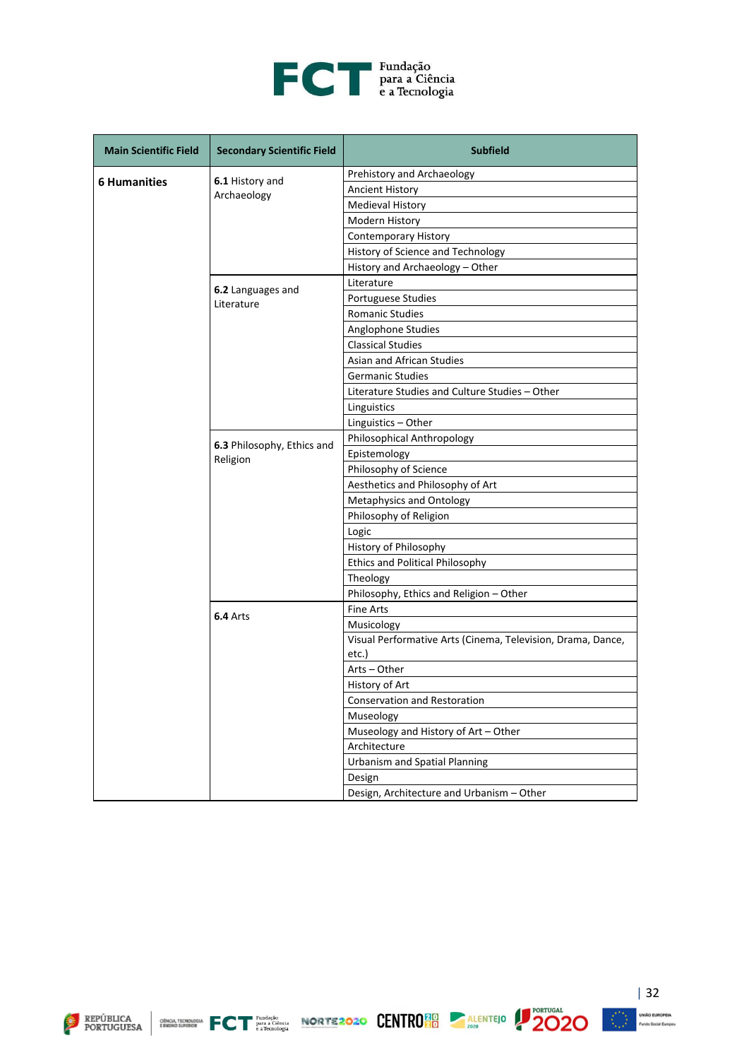| Main Scientific Field | Secondary Scientific Field | Subfield |
|---|---|---|
| **6 Humanities** | **6.1** History and Archaeology | Prehistory and Archaeology |
| | | Ancient History |
| | | Medieval History |
| | | Modern History |
| | | Contemporary History |
| | | History of Science and Technology |
| | | History and Archaeology – Other |
| | **6.2** Languages and Literature | Literature |
| | | Portuguese Studies |
| | | Romanic Studies |
| | | Anglophone Studies |
| | | Classical Studies |
| | | Asian and African Studies |
| | | Germanic Studies |
| | | Literature Studies and Culture Studies – Other |
| | | Linguistics |
| | | Linguistics – Other |
| | **6.3** Philosophy, Ethics and Religion | Philosophical Anthropology |
| | | Epistemology |
| | | Philosophy of Science |
| | | Aesthetics and Philosophy of Art |
| | | Metaphysics and Ontology |
| | | Philosophy of Religion |
| | | Logic |
| | | History of Philosophy |
| | | Ethics and Political Philosophy |
| | | Theology |
| | | Philosophy, Ethics and Religion – Other |
| | **6.4** Arts | Fine Arts |
| | | Musicology |
| | | Visual Performative Arts (Cinema, Television, Drama, Dance, etc.) |
| | | Arts – Other |
| | | History of Art |
| | | Conservation and Restoration |
| | | Museology |
| | | Museology and History of Art – Other |
| | | Architecture |
| | | Urbanism and Spatial Planning |
| | | Design |
| | | Design, Architecture and Urbanism – Other |